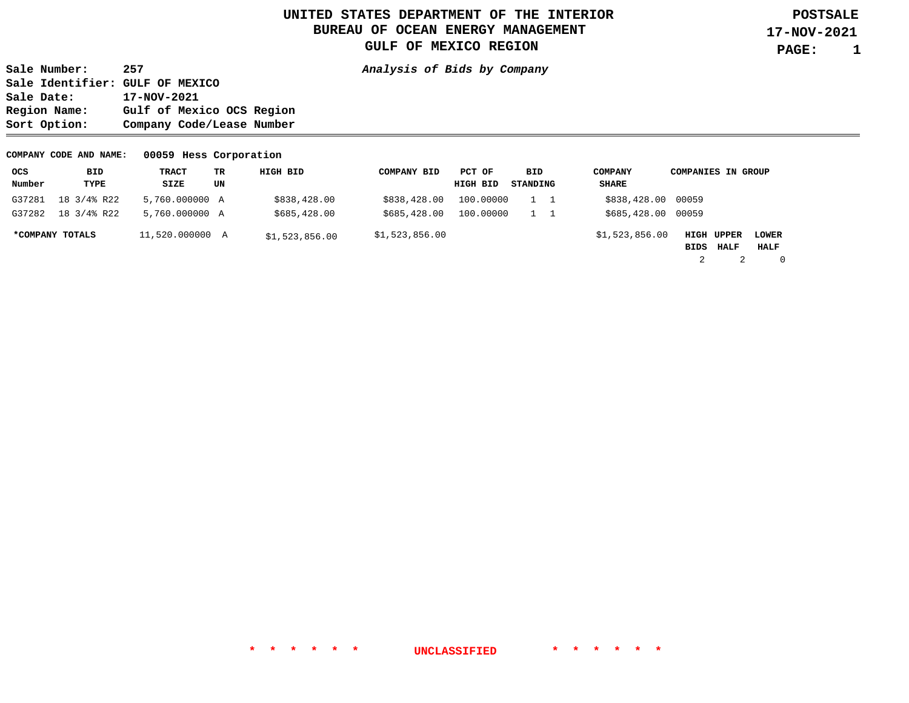# UNITED STATES DEPARTMENT OF THE INTERIOR
## BUREAU OF OCEAN ENERGY MANAGEMENT
## GULF OF MEXICO REGION

**POSTSALE**
**17-NOV-2021**

**Sale Number:** 257
**Sale Identifier:** GULF OF MEXICO
**Sale Date:** 17-NOV-2021
**Region Name:** Gulf of Mexico OCS Region
**Sort Option:** Company Code/Lease Number

*Analysis of Bids by Company*

**COMPANY CODE AND NAME:** 00059 Hess Corporation

| OCS Number | BID TYPE | TRACT SIZE | TR UN | HIGH BID | COMPANY BID | PCT OF HIGH BID | BID STANDING | COMPANY SHARE | COMPANIES IN GROUP |
|---|---|---|---|---|---|---|---|---|---|
| G37281 | 18 3/4% R22 | 5,760.000000 | A | $838,428.00 | $838,428.00 | 100.00000 | 1 1 | $838,428.00 | 00059 |
| G37282 | 18 3/4% R22 | 5,760.000000 | A | $685,428.00 | $685,428.00 | 100.00000 | 1 1 | $685,428.00 | 00059 |
| ***COMPANY TOTALS** | | 11,520.000000 | A | $1,523,856.00 | $1,523,856.00 | | | $1,523,856.00 | |

| HIGH BIDS | UPPER HALF | LOWER HALF |
|---|---|---|
| 2 | 2 | 0 |

\* \* \* \* \* \* **UNCLASSIFIED** \* \* \* \* \* \*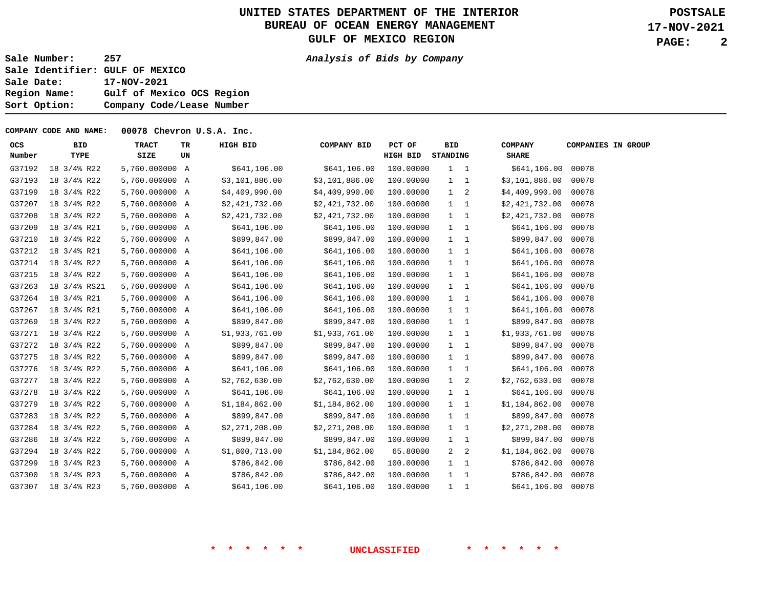# UNITED STATES DEPARTMENT OF THE INTERIOR
## BUREAU OF OCEAN ENERGY MANAGEMENT
## GULF OF MEXICO REGION

**POSTSALE**
**17-NOV-2021**

**Sale Number:** 257
**Sale Identifier:** GULF OF MEXICO
**Sale Date:** 17-NOV-2021
**Region Name:** Gulf of Mexico OCS Region
**Sort Option:** Company Code/Lease Number

***Analysis of Bids by Company***

**COMPANY CODE AND NAME:** 00078 Chevron U.S.A. Inc.

| OCS Number | BID TYPE | TRACT SIZE | TR UN | HIGH BID | COMPANY BID | PCT OF HIGH BID | BID STANDING | | COMPANY SHARE | COMPANIES IN GROUP |
|---|---|---|---|---|---|---|---|---|---|---|
| G37192 | 18 3/4% R22 | 5,760.000000 | A | $641,106.00 | $641,106.00 | 100.00000 | 1 | 1 | $641,106.00 | 00078 |
| G37193 | 18 3/4% R22 | 5,760.000000 | A | $3,101,886.00 | $3,101,886.00 | 100.00000 | 1 | 1 | $3,101,886.00 | 00078 |
| G37199 | 18 3/4% R22 | 5,760.000000 | A | $4,409,990.00 | $4,409,990.00 | 100.00000 | 1 | 2 | $4,409,990.00 | 00078 |
| G37207 | 18 3/4% R22 | 5,760.000000 | A | $2,421,732.00 | $2,421,732.00 | 100.00000 | 1 | 1 | $2,421,732.00 | 00078 |
| G37208 | 18 3/4% R22 | 5,760.000000 | A | $2,421,732.00 | $2,421,732.00 | 100.00000 | 1 | 1 | $2,421,732.00 | 00078 |
| G37209 | 18 3/4% R21 | 5,760.000000 | A | $641,106.00 | $641,106.00 | 100.00000 | 1 | 1 | $641,106.00 | 00078 |
| G37210 | 18 3/4% R22 | 5,760.000000 | A | $899,847.00 | $899,847.00 | 100.00000 | 1 | 1 | $899,847.00 | 00078 |
| G37212 | 18 3/4% R21 | 5,760.000000 | A | $641,106.00 | $641,106.00 | 100.00000 | 1 | 1 | $641,106.00 | 00078 |
| G37214 | 18 3/4% R22 | 5,760.000000 | A | $641,106.00 | $641,106.00 | 100.00000 | 1 | 1 | $641,106.00 | 00078 |
| G37215 | 18 3/4% R22 | 5,760.000000 | A | $641,106.00 | $641,106.00 | 100.00000 | 1 | 1 | $641,106.00 | 00078 |
| G37263 | 18 3/4% RS21 | 5,760.000000 | A | $641,106.00 | $641,106.00 | 100.00000 | 1 | 1 | $641,106.00 | 00078 |
| G37264 | 18 3/4% R21 | 5,760.000000 | A | $641,106.00 | $641,106.00 | 100.00000 | 1 | 1 | $641,106.00 | 00078 |
| G37267 | 18 3/4% R21 | 5,760.000000 | A | $641,106.00 | $641,106.00 | 100.00000 | 1 | 1 | $641,106.00 | 00078 |
| G37269 | 18 3/4% R22 | 5,760.000000 | A | $899,847.00 | $899,847.00 | 100.00000 | 1 | 1 | $899,847.00 | 00078 |
| G37271 | 18 3/4% R22 | 5,760.000000 | A | $1,933,761.00 | $1,933,761.00 | 100.00000 | 1 | 1 | $1,933,761.00 | 00078 |
| G37272 | 18 3/4% R22 | 5,760.000000 | A | $899,847.00 | $899,847.00 | 100.00000 | 1 | 1 | $899,847.00 | 00078 |
| G37275 | 18 3/4% R22 | 5,760.000000 | A | $899,847.00 | $899,847.00 | 100.00000 | 1 | 1 | $899,847.00 | 00078 |
| G37276 | 18 3/4% R22 | 5,760.000000 | A | $641,106.00 | $641,106.00 | 100.00000 | 1 | 1 | $641,106.00 | 00078 |
| G37277 | 18 3/4% R22 | 5,760.000000 | A | $2,762,630.00 | $2,762,630.00 | 100.00000 | 1 | 2 | $2,762,630.00 | 00078 |
| G37278 | 18 3/4% R22 | 5,760.000000 | A | $641,106.00 | $641,106.00 | 100.00000 | 1 | 1 | $641,106.00 | 00078 |
| G37279 | 18 3/4% R22 | 5,760.000000 | A | $1,184,862.00 | $1,184,862.00 | 100.00000 | 1 | 1 | $1,184,862.00 | 00078 |
| G37283 | 18 3/4% R22 | 5,760.000000 | A | $899,847.00 | $899,847.00 | 100.00000 | 1 | 1 | $899,847.00 | 00078 |
| G37284 | 18 3/4% R22 | 5,760.000000 | A | $2,271,208.00 | $2,271,208.00 | 100.00000 | 1 | 1 | $2,271,208.00 | 00078 |
| G37286 | 18 3/4% R22 | 5,760.000000 | A | $899,847.00 | $899,847.00 | 100.00000 | 1 | 1 | $899,847.00 | 00078 |
| G37294 | 18 3/4% R22 | 5,760.000000 | A | $1,800,713.00 | $1,184,862.00 | 65.80000 | 2 | 2 | $1,184,862.00 | 00078 |
| G37299 | 18 3/4% R23 | 5,760.000000 | A | $786,842.00 | $786,842.00 | 100.00000 | 1 | 1 | $786,842.00 | 00078 |
| G37300 | 18 3/4% R23 | 5,760.000000 | A | $786,842.00 | $786,842.00 | 100.00000 | 1 | 1 | $786,842.00 | 00078 |
| G37307 | 18 3/4% R23 | 5,760.000000 | A | $641,106.00 | $641,106.00 | 100.00000 | 1 | 1 | $641,106.00 | 00078 |

* * * * * * UNCLASSIFIED * * * * * *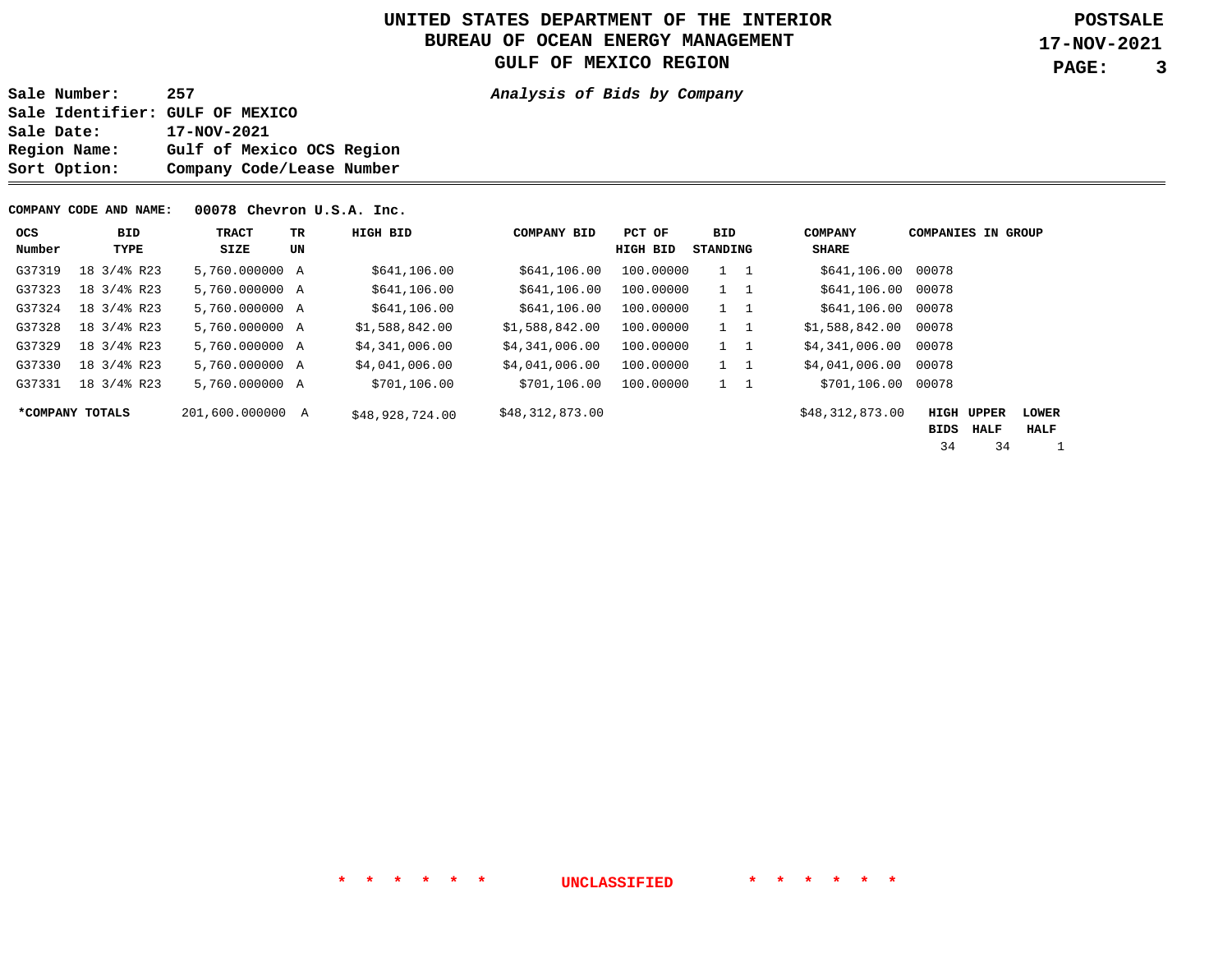# UNITED STATES DEPARTMENT OF THE INTERIOR
## BUREAU OF OCEAN ENERGY MANAGEMENT
## GULF OF MEXICO REGION

**POSTSALE**
**17-NOV-2021**

**Sale Number:** 257
**Sale Identifier:** GULF OF MEXICO
**Sale Date:** 17-NOV-2021
**Region Name:** Gulf of Mexico OCS Region
**Sort Option:** Company Code/Lease Number

***Analysis of Bids by Company***

**COMPANY CODE AND NAME:** **00078 Chevron U.S.A. Inc.**

| OCS Number | BID TYPE | TRACT SIZE | TR UN | HIGH BID | COMPANY BID | PCT OF HIGH BID | BID STANDING | | COMPANY SHARE | COMPANIES IN GROUP |
|---|---|---|---|---|---|---|---|---|---|---|
| G37319 | 18 3/4% R23 | 5,760.000000 | A | $641,106.00 | $641,106.00 | 100.00000 | 1 | 1 | $641,106.00 | 00078 |
| G37323 | 18 3/4% R23 | 5,760.000000 | A | $641,106.00 | $641,106.00 | 100.00000 | 1 | 1 | $641,106.00 | 00078 |
| G37324 | 18 3/4% R23 | 5,760.000000 | A | $641,106.00 | $641,106.00 | 100.00000 | 1 | 1 | $641,106.00 | 00078 |
| G37328 | 18 3/4% R23 | 5,760.000000 | A | $1,588,842.00 | $1,588,842.00 | 100.00000 | 1 | 1 | $1,588,842.00 | 00078 |
| G37329 | 18 3/4% R23 | 5,760.000000 | A | $4,341,006.00 | $4,341,006.00 | 100.00000 | 1 | 1 | $4,341,006.00 | 00078 |
| G37330 | 18 3/4% R23 | 5,760.000000 | A | $4,041,006.00 | $4,041,006.00 | 100.00000 | 1 | 1 | $4,041,006.00 | 00078 |
| G37331 | 18 3/4% R23 | 5,760.000000 | A | $701,106.00 | $701,106.00 | 100.00000 | 1 | 1 | $701,106.00 | 00078 |

| *COMPANY TOTALS | TRACT SIZE | TR UN | HIGH BID | COMPANY BID | COMPANY SHARE | HIGH BIDS | UPPER HALF | LOWER HALF |
|---|---|---|---|---|---|---|---|---|
| | 201,600.000000 | A | $48,928,724.00 | $48,312,873.00 | $48,312,873.00 | 34 | 34 | 1 |

\* \* \* \* \* \* **UNCLASSIFIED** \* \* \* \* \* \*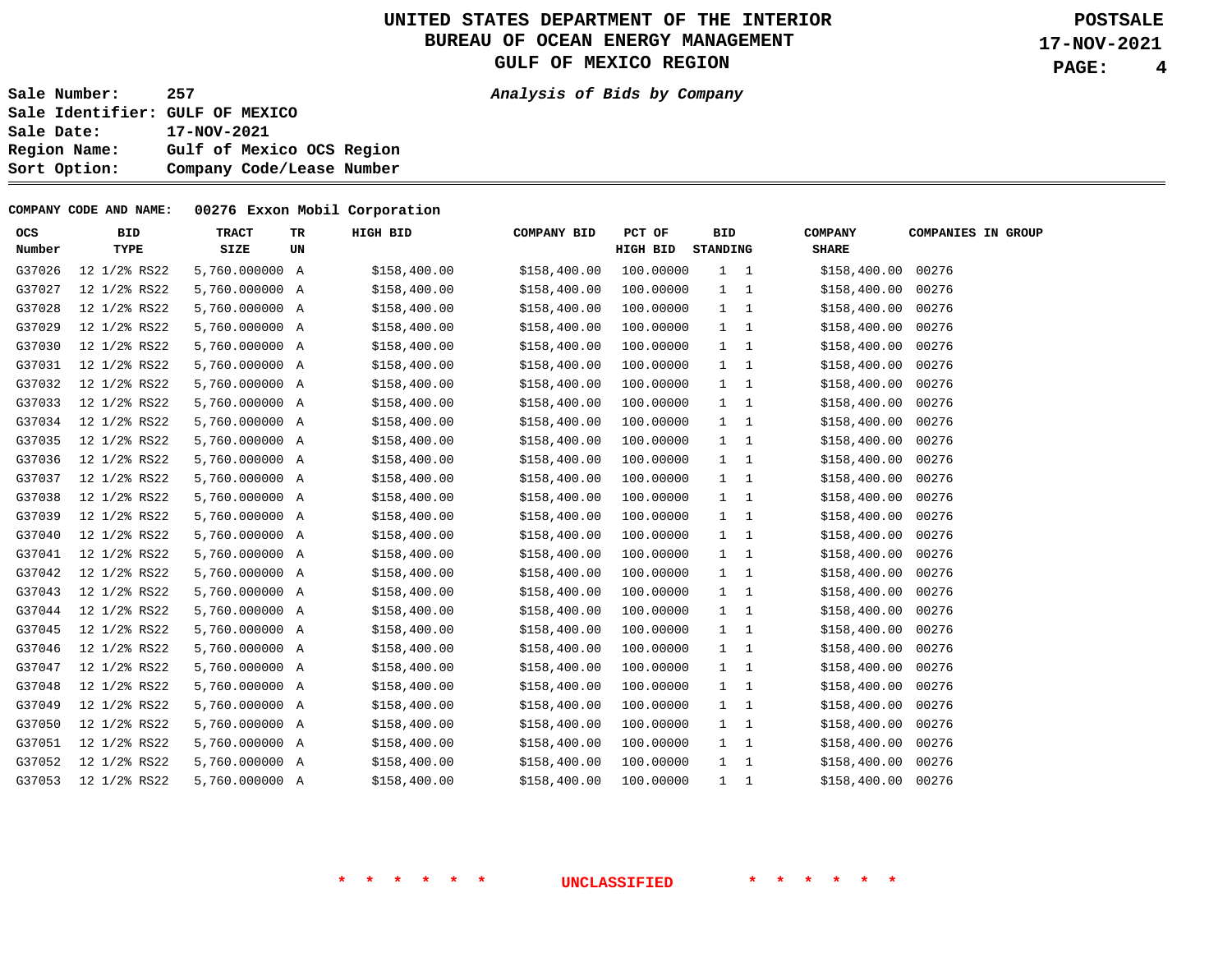# UNITED STATES DEPARTMENT OF THE INTERIOR
## BUREAU OF OCEAN ENERGY MANAGEMENT
## GULF OF MEXICO REGION

**POSTSALE**
**17-NOV-2021**

**Sale Number:** 257
**Sale Identifier:** GULF OF MEXICO
**Sale Date:** 17-NOV-2021
**Region Name:** Gulf of Mexico OCS Region
**Sort Option:** Company Code/Lease Number

***Analysis of Bids by Company***

**COMPANY CODE AND NAME:** 00276 Exxon Mobil Corporation

| OCS Number | BID TYPE | TRACT SIZE | TR UN | HIGH BID | COMPANY BID | PCT OF HIGH BID | BID STANDING | | COMPANY SHARE | COMPANIES IN GROUP |
|---|---|---|---|---|---|---|---|---|---|---|
| G37026 | 12 1/2% RS22 | 5,760.000000 | A | $158,400.00 | $158,400.00 | 100.00000 | 1 | 1 | $158,400.00 | 00276 |
| G37027 | 12 1/2% RS22 | 5,760.000000 | A | $158,400.00 | $158,400.00 | 100.00000 | 1 | 1 | $158,400.00 | 00276 |
| G37028 | 12 1/2% RS22 | 5,760.000000 | A | $158,400.00 | $158,400.00 | 100.00000 | 1 | 1 | $158,400.00 | 00276 |
| G37029 | 12 1/2% RS22 | 5,760.000000 | A | $158,400.00 | $158,400.00 | 100.00000 | 1 | 1 | $158,400.00 | 00276 |
| G37030 | 12 1/2% RS22 | 5,760.000000 | A | $158,400.00 | $158,400.00 | 100.00000 | 1 | 1 | $158,400.00 | 00276 |
| G37031 | 12 1/2% RS22 | 5,760.000000 | A | $158,400.00 | $158,400.00 | 100.00000 | 1 | 1 | $158,400.00 | 00276 |
| G37032 | 12 1/2% RS22 | 5,760.000000 | A | $158,400.00 | $158,400.00 | 100.00000 | 1 | 1 | $158,400.00 | 00276 |
| G37033 | 12 1/2% RS22 | 5,760.000000 | A | $158,400.00 | $158,400.00 | 100.00000 | 1 | 1 | $158,400.00 | 00276 |
| G37034 | 12 1/2% RS22 | 5,760.000000 | A | $158,400.00 | $158,400.00 | 100.00000 | 1 | 1 | $158,400.00 | 00276 |
| G37035 | 12 1/2% RS22 | 5,760.000000 | A | $158,400.00 | $158,400.00 | 100.00000 | 1 | 1 | $158,400.00 | 00276 |
| G37036 | 12 1/2% RS22 | 5,760.000000 | A | $158,400.00 | $158,400.00 | 100.00000 | 1 | 1 | $158,400.00 | 00276 |
| G37037 | 12 1/2% RS22 | 5,760.000000 | A | $158,400.00 | $158,400.00 | 100.00000 | 1 | 1 | $158,400.00 | 00276 |
| G37038 | 12 1/2% RS22 | 5,760.000000 | A | $158,400.00 | $158,400.00 | 100.00000 | 1 | 1 | $158,400.00 | 00276 |
| G37039 | 12 1/2% RS22 | 5,760.000000 | A | $158,400.00 | $158,400.00 | 100.00000 | 1 | 1 | $158,400.00 | 00276 |
| G37040 | 12 1/2% RS22 | 5,760.000000 | A | $158,400.00 | $158,400.00 | 100.00000 | 1 | 1 | $158,400.00 | 00276 |
| G37041 | 12 1/2% RS22 | 5,760.000000 | A | $158,400.00 | $158,400.00 | 100.00000 | 1 | 1 | $158,400.00 | 00276 |
| G37042 | 12 1/2% RS22 | 5,760.000000 | A | $158,400.00 | $158,400.00 | 100.00000 | 1 | 1 | $158,400.00 | 00276 |
| G37043 | 12 1/2% RS22 | 5,760.000000 | A | $158,400.00 | $158,400.00 | 100.00000 | 1 | 1 | $158,400.00 | 00276 |
| G37044 | 12 1/2% RS22 | 5,760.000000 | A | $158,400.00 | $158,400.00 | 100.00000 | 1 | 1 | $158,400.00 | 00276 |
| G37045 | 12 1/2% RS22 | 5,760.000000 | A | $158,400.00 | $158,400.00 | 100.00000 | 1 | 1 | $158,400.00 | 00276 |
| G37046 | 12 1/2% RS22 | 5,760.000000 | A | $158,400.00 | $158,400.00 | 100.00000 | 1 | 1 | $158,400.00 | 00276 |
| G37047 | 12 1/2% RS22 | 5,760.000000 | A | $158,400.00 | $158,400.00 | 100.00000 | 1 | 1 | $158,400.00 | 00276 |
| G37048 | 12 1/2% RS22 | 5,760.000000 | A | $158,400.00 | $158,400.00 | 100.00000 | 1 | 1 | $158,400.00 | 00276 |
| G37049 | 12 1/2% RS22 | 5,760.000000 | A | $158,400.00 | $158,400.00 | 100.00000 | 1 | 1 | $158,400.00 | 00276 |
| G37050 | 12 1/2% RS22 | 5,760.000000 | A | $158,400.00 | $158,400.00 | 100.00000 | 1 | 1 | $158,400.00 | 00276 |
| G37051 | 12 1/2% RS22 | 5,760.000000 | A | $158,400.00 | $158,400.00 | 100.00000 | 1 | 1 | $158,400.00 | 00276 |
| G37052 | 12 1/2% RS22 | 5,760.000000 | A | $158,400.00 | $158,400.00 | 100.00000 | 1 | 1 | $158,400.00 | 00276 |
| G37053 | 12 1/2% RS22 | 5,760.000000 | A | $158,400.00 | $158,400.00 | 100.00000 | 1 | 1 | $158,400.00 | 00276 |

\* \* \* \* \* \* UNCLASSIFIED \* \* \* \* \* \*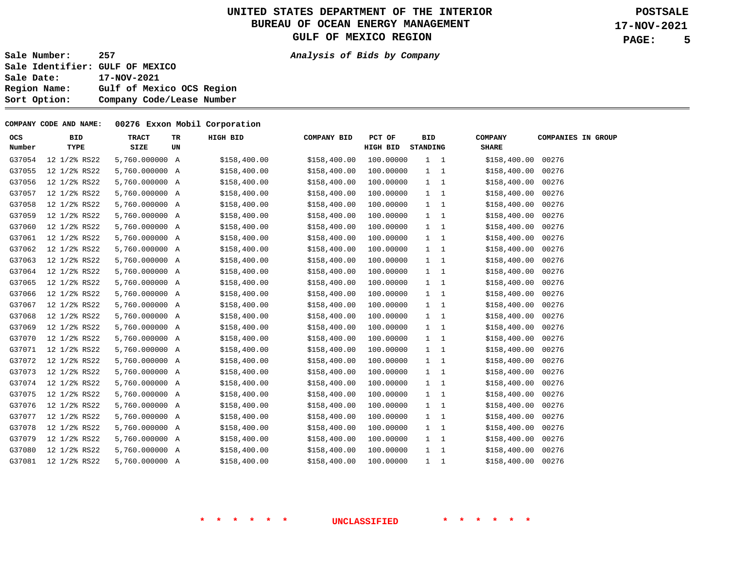# UNITED STATES DEPARTMENT OF THE INTERIOR
## BUREAU OF OCEAN ENERGY MANAGEMENT
## GULF OF MEXICO REGION

**POSTSALE**
**17-NOV-2021**

**Sale Number:** 257
**Sale Identifier:** GULF OF MEXICO
**Sale Date:** 17-NOV-2021
**Region Name:** Gulf of Mexico OCS Region
**Sort Option:** Company Code/Lease Number

***Analysis of Bids by Company***

**COMPANY CODE AND NAME:** 00276 Exxon Mobil Corporation

| OCS Number | BID TYPE | TRACT SIZE | TR UN | HIGH BID | COMPANY BID | PCT OF HIGH BID | BID STANDING | | COMPANY SHARE | COMPANIES IN GROUP |
|---|---|---|---|---|---|---|---|---|---|---|
| G37054 | 12 1/2% RS22 | 5,760.000000 | A | $158,400.00 | $158,400.00 | 100.00000 | 1 | 1 | $158,400.00 | 00276 |
| G37055 | 12 1/2% RS22 | 5,760.000000 | A | $158,400.00 | $158,400.00 | 100.00000 | 1 | 1 | $158,400.00 | 00276 |
| G37056 | 12 1/2% RS22 | 5,760.000000 | A | $158,400.00 | $158,400.00 | 100.00000 | 1 | 1 | $158,400.00 | 00276 |
| G37057 | 12 1/2% RS22 | 5,760.000000 | A | $158,400.00 | $158,400.00 | 100.00000 | 1 | 1 | $158,400.00 | 00276 |
| G37058 | 12 1/2% RS22 | 5,760.000000 | A | $158,400.00 | $158,400.00 | 100.00000 | 1 | 1 | $158,400.00 | 00276 |
| G37059 | 12 1/2% RS22 | 5,760.000000 | A | $158,400.00 | $158,400.00 | 100.00000 | 1 | 1 | $158,400.00 | 00276 |
| G37060 | 12 1/2% RS22 | 5,760.000000 | A | $158,400.00 | $158,400.00 | 100.00000 | 1 | 1 | $158,400.00 | 00276 |
| G37061 | 12 1/2% RS22 | 5,760.000000 | A | $158,400.00 | $158,400.00 | 100.00000 | 1 | 1 | $158,400.00 | 00276 |
| G37062 | 12 1/2% RS22 | 5,760.000000 | A | $158,400.00 | $158,400.00 | 100.00000 | 1 | 1 | $158,400.00 | 00276 |
| G37063 | 12 1/2% RS22 | 5,760.000000 | A | $158,400.00 | $158,400.00 | 100.00000 | 1 | 1 | $158,400.00 | 00276 |
| G37064 | 12 1/2% RS22 | 5,760.000000 | A | $158,400.00 | $158,400.00 | 100.00000 | 1 | 1 | $158,400.00 | 00276 |
| G37065 | 12 1/2% RS22 | 5,760.000000 | A | $158,400.00 | $158,400.00 | 100.00000 | 1 | 1 | $158,400.00 | 00276 |
| G37066 | 12 1/2% RS22 | 5,760.000000 | A | $158,400.00 | $158,400.00 | 100.00000 | 1 | 1 | $158,400.00 | 00276 |
| G37067 | 12 1/2% RS22 | 5,760.000000 | A | $158,400.00 | $158,400.00 | 100.00000 | 1 | 1 | $158,400.00 | 00276 |
| G37068 | 12 1/2% RS22 | 5,760.000000 | A | $158,400.00 | $158,400.00 | 100.00000 | 1 | 1 | $158,400.00 | 00276 |
| G37069 | 12 1/2% RS22 | 5,760.000000 | A | $158,400.00 | $158,400.00 | 100.00000 | 1 | 1 | $158,400.00 | 00276 |
| G37070 | 12 1/2% RS22 | 5,760.000000 | A | $158,400.00 | $158,400.00 | 100.00000 | 1 | 1 | $158,400.00 | 00276 |
| G37071 | 12 1/2% RS22 | 5,760.000000 | A | $158,400.00 | $158,400.00 | 100.00000 | 1 | 1 | $158,400.00 | 00276 |
| G37072 | 12 1/2% RS22 | 5,760.000000 | A | $158,400.00 | $158,400.00 | 100.00000 | 1 | 1 | $158,400.00 | 00276 |
| G37073 | 12 1/2% RS22 | 5,760.000000 | A | $158,400.00 | $158,400.00 | 100.00000 | 1 | 1 | $158,400.00 | 00276 |
| G37074 | 12 1/2% RS22 | 5,760.000000 | A | $158,400.00 | $158,400.00 | 100.00000 | 1 | 1 | $158,400.00 | 00276 |
| G37075 | 12 1/2% RS22 | 5,760.000000 | A | $158,400.00 | $158,400.00 | 100.00000 | 1 | 1 | $158,400.00 | 00276 |
| G37076 | 12 1/2% RS22 | 5,760.000000 | A | $158,400.00 | $158,400.00 | 100.00000 | 1 | 1 | $158,400.00 | 00276 |
| G37077 | 12 1/2% RS22 | 5,760.000000 | A | $158,400.00 | $158,400.00 | 100.00000 | 1 | 1 | $158,400.00 | 00276 |
| G37078 | 12 1/2% RS22 | 5,760.000000 | A | $158,400.00 | $158,400.00 | 100.00000 | 1 | 1 | $158,400.00 | 00276 |
| G37079 | 12 1/2% RS22 | 5,760.000000 | A | $158,400.00 | $158,400.00 | 100.00000 | 1 | 1 | $158,400.00 | 00276 |
| G37080 | 12 1/2% RS22 | 5,760.000000 | A | $158,400.00 | $158,400.00 | 100.00000 | 1 | 1 | $158,400.00 | 00276 |
| G37081 | 12 1/2% RS22 | 5,760.000000 | A | $158,400.00 | $158,400.00 | 100.00000 | 1 | 1 | $158,400.00 | 00276 |

\* \* \* \* \* \* UNCLASSIFIED \* \* \* \* \* \*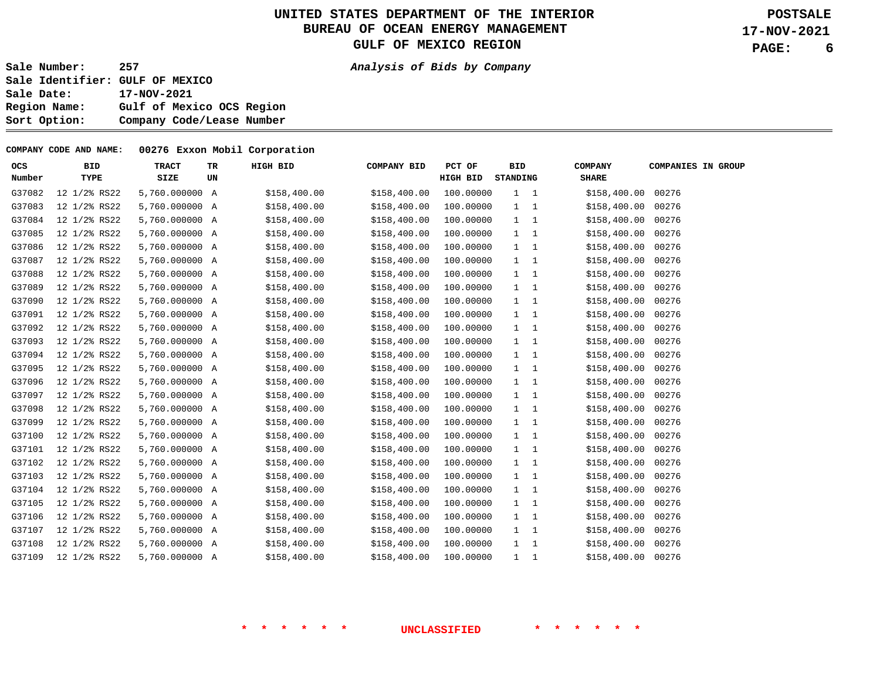# UNITED STATES DEPARTMENT OF THE INTERIOR
## BUREAU OF OCEAN ENERGY MANAGEMENT
## GULF OF MEXICO REGION

**POSTSALE**
**17-NOV-2021**

**Sale Number:** 257
**Sale Identifier:** GULF OF MEXICO
**Sale Date:** 17-NOV-2021
**Region Name:** Gulf of Mexico OCS Region
**Sort Option:** Company Code/Lease Number

***Analysis of Bids by Company***

**COMPANY CODE AND NAME: 00276 Exxon Mobil Corporation**

| OCS Number | BID TYPE | TRACT SIZE | TR UN | HIGH BID | COMPANY BID | PCT OF HIGH BID | BID STANDING | | COMPANY SHARE | COMPANIES IN GROUP |
|---|---|---|---|---|---|---|---|---|---|---|
| G37082 | 12 1/2% RS22 | 5,760.000000 | A | $158,400.00 | $158,400.00 | 100.00000 | 1 | 1 | $158,400.00 | 00276 |
| G37083 | 12 1/2% RS22 | 5,760.000000 | A | $158,400.00 | $158,400.00 | 100.00000 | 1 | 1 | $158,400.00 | 00276 |
| G37084 | 12 1/2% RS22 | 5,760.000000 | A | $158,400.00 | $158,400.00 | 100.00000 | 1 | 1 | $158,400.00 | 00276 |
| G37085 | 12 1/2% RS22 | 5,760.000000 | A | $158,400.00 | $158,400.00 | 100.00000 | 1 | 1 | $158,400.00 | 00276 |
| G37086 | 12 1/2% RS22 | 5,760.000000 | A | $158,400.00 | $158,400.00 | 100.00000 | 1 | 1 | $158,400.00 | 00276 |
| G37087 | 12 1/2% RS22 | 5,760.000000 | A | $158,400.00 | $158,400.00 | 100.00000 | 1 | 1 | $158,400.00 | 00276 |
| G37088 | 12 1/2% RS22 | 5,760.000000 | A | $158,400.00 | $158,400.00 | 100.00000 | 1 | 1 | $158,400.00 | 00276 |
| G37089 | 12 1/2% RS22 | 5,760.000000 | A | $158,400.00 | $158,400.00 | 100.00000 | 1 | 1 | $158,400.00 | 00276 |
| G37090 | 12 1/2% RS22 | 5,760.000000 | A | $158,400.00 | $158,400.00 | 100.00000 | 1 | 1 | $158,400.00 | 00276 |
| G37091 | 12 1/2% RS22 | 5,760.000000 | A | $158,400.00 | $158,400.00 | 100.00000 | 1 | 1 | $158,400.00 | 00276 |
| G37092 | 12 1/2% RS22 | 5,760.000000 | A | $158,400.00 | $158,400.00 | 100.00000 | 1 | 1 | $158,400.00 | 00276 |
| G37093 | 12 1/2% RS22 | 5,760.000000 | A | $158,400.00 | $158,400.00 | 100.00000 | 1 | 1 | $158,400.00 | 00276 |
| G37094 | 12 1/2% RS22 | 5,760.000000 | A | $158,400.00 | $158,400.00 | 100.00000 | 1 | 1 | $158,400.00 | 00276 |
| G37095 | 12 1/2% RS22 | 5,760.000000 | A | $158,400.00 | $158,400.00 | 100.00000 | 1 | 1 | $158,400.00 | 00276 |
| G37096 | 12 1/2% RS22 | 5,760.000000 | A | $158,400.00 | $158,400.00 | 100.00000 | 1 | 1 | $158,400.00 | 00276 |
| G37097 | 12 1/2% RS22 | 5,760.000000 | A | $158,400.00 | $158,400.00 | 100.00000 | 1 | 1 | $158,400.00 | 00276 |
| G37098 | 12 1/2% RS22 | 5,760.000000 | A | $158,400.00 | $158,400.00 | 100.00000 | 1 | 1 | $158,400.00 | 00276 |
| G37099 | 12 1/2% RS22 | 5,760.000000 | A | $158,400.00 | $158,400.00 | 100.00000 | 1 | 1 | $158,400.00 | 00276 |
| G37100 | 12 1/2% RS22 | 5,760.000000 | A | $158,400.00 | $158,400.00 | 100.00000 | 1 | 1 | $158,400.00 | 00276 |
| G37101 | 12 1/2% RS22 | 5,760.000000 | A | $158,400.00 | $158,400.00 | 100.00000 | 1 | 1 | $158,400.00 | 00276 |
| G37102 | 12 1/2% RS22 | 5,760.000000 | A | $158,400.00 | $158,400.00 | 100.00000 | 1 | 1 | $158,400.00 | 00276 |
| G37103 | 12 1/2% RS22 | 5,760.000000 | A | $158,400.00 | $158,400.00 | 100.00000 | 1 | 1 | $158,400.00 | 00276 |
| G37104 | 12 1/2% RS22 | 5,760.000000 | A | $158,400.00 | $158,400.00 | 100.00000 | 1 | 1 | $158,400.00 | 00276 |
| G37105 | 12 1/2% RS22 | 5,760.000000 | A | $158,400.00 | $158,400.00 | 100.00000 | 1 | 1 | $158,400.00 | 00276 |
| G37106 | 12 1/2% RS22 | 5,760.000000 | A | $158,400.00 | $158,400.00 | 100.00000 | 1 | 1 | $158,400.00 | 00276 |
| G37107 | 12 1/2% RS22 | 5,760.000000 | A | $158,400.00 | $158,400.00 | 100.00000 | 1 | 1 | $158,400.00 | 00276 |
| G37108 | 12 1/2% RS22 | 5,760.000000 | A | $158,400.00 | $158,400.00 | 100.00000 | 1 | 1 | $158,400.00 | 00276 |
| G37109 | 12 1/2% RS22 | 5,760.000000 | A | $158,400.00 | $158,400.00 | 100.00000 | 1 | 1 | $158,400.00 | 00276 |

* * * * * * UNCLASSIFIED * * * * * *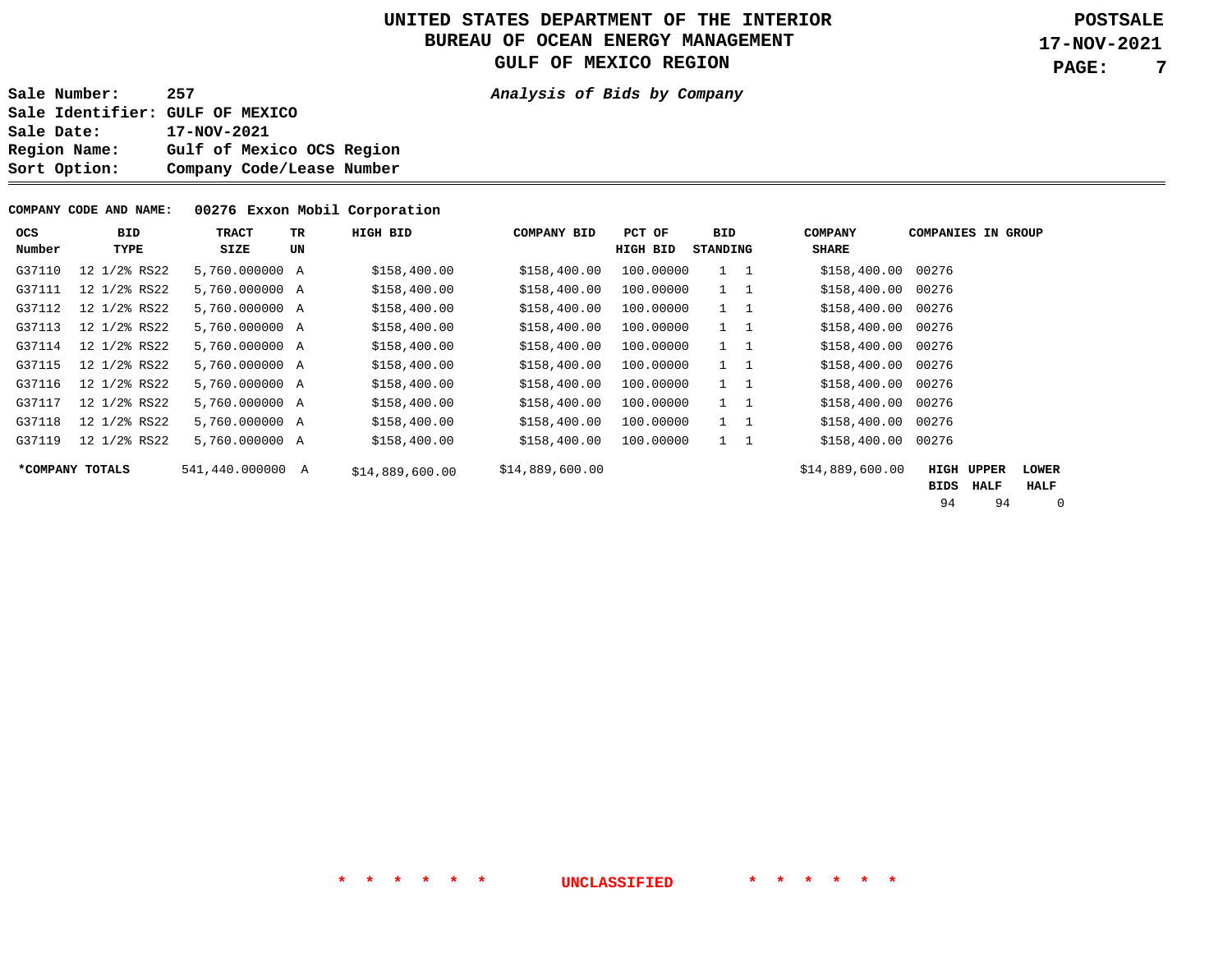UNITED STATES DEPARTMENT OF THE INTERIOR
BUREAU OF OCEAN ENERGY MANAGEMENT
GULF OF MEXICO REGION

**POSTSALE**
**17-NOV-2021**

**Sale Number:** 257
**Sale Identifier:** GULF OF MEXICO
**Sale Date:** 17-NOV-2021
**Region Name:** Gulf of Mexico OCS Region
**Sort Option:** Company Code/Lease Number

***Analysis of Bids by Company***

**COMPANY CODE AND NAME:** 00276 Exxon Mobil Corporation

| OCS Number | BID TYPE | TRACT SIZE | TR UN | HIGH BID | COMPANY BID | PCT OF HIGH BID | BID STANDING | | COMPANY SHARE | COMPANIES IN GROUP |
|---|---|---|---|---|---|---|---|---|---|---|
| G37110 | 12 1/2% RS22 | 5,760.000000 | A | $158,400.00 | $158,400.00 | 100.00000 | 1 | 1 | $158,400.00 | 00276 |
| G37111 | 12 1/2% RS22 | 5,760.000000 | A | $158,400.00 | $158,400.00 | 100.00000 | 1 | 1 | $158,400.00 | 00276 |
| G37112 | 12 1/2% RS22 | 5,760.000000 | A | $158,400.00 | $158,400.00 | 100.00000 | 1 | 1 | $158,400.00 | 00276 |
| G37113 | 12 1/2% RS22 | 5,760.000000 | A | $158,400.00 | $158,400.00 | 100.00000 | 1 | 1 | $158,400.00 | 00276 |
| G37114 | 12 1/2% RS22 | 5,760.000000 | A | $158,400.00 | $158,400.00 | 100.00000 | 1 | 1 | $158,400.00 | 00276 |
| G37115 | 12 1/2% RS22 | 5,760.000000 | A | $158,400.00 | $158,400.00 | 100.00000 | 1 | 1 | $158,400.00 | 00276 |
| G37116 | 12 1/2% RS22 | 5,760.000000 | A | $158,400.00 | $158,400.00 | 100.00000 | 1 | 1 | $158,400.00 | 00276 |
| G37117 | 12 1/2% RS22 | 5,760.000000 | A | $158,400.00 | $158,400.00 | 100.00000 | 1 | 1 | $158,400.00 | 00276 |
| G37118 | 12 1/2% RS22 | 5,760.000000 | A | $158,400.00 | $158,400.00 | 100.00000 | 1 | 1 | $158,400.00 | 00276 |
| G37119 | 12 1/2% RS22 | 5,760.000000 | A | $158,400.00 | $158,400.00 | 100.00000 | 1 | 1 | $158,400.00 | 00276 |
| ***COMPANY TOTALS** | | 541,440.000000 | A | $14,889,600.00 | $14,889,600.00 | | | | $14,889,600.00 | |

| HIGH BIDS | UPPER HALF | LOWER HALF |
|---|---|---|
| 94 | 94 | 0 |

\* \* \* \* \* \* UNCLASSIFIED \* \* \* \* \* \*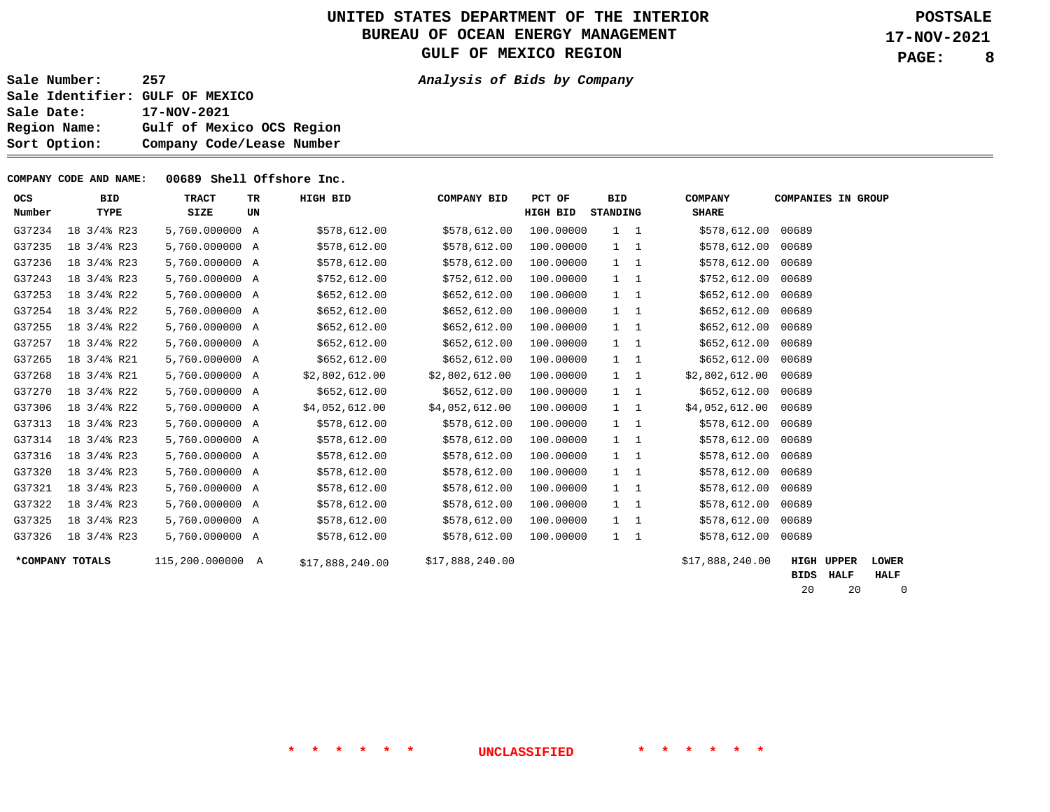# UNITED STATES DEPARTMENT OF THE INTERIOR
## BUREAU OF OCEAN ENERGY MANAGEMENT
## GULF OF MEXICO REGION

**POSTSALE**
**17-NOV-2021**

**Sale Number:** 257
**Sale Identifier:** GULF OF MEXICO
**Sale Date:** 17-NOV-2021
**Region Name:** Gulf of Mexico OCS Region
**Sort Option:** Company Code/Lease Number

***Analysis of Bids by Company***

**COMPANY CODE AND NAME:** 00689 Shell Offshore Inc.

| OCS Number | BID TYPE | TRACT SIZE | TR UN | HIGH BID | COMPANY BID | PCT OF HIGH BID | BID STANDING | | COMPANY SHARE | COMPANIES IN GROUP |
|---|---|---|---|---|---|---|---|---|---|---|
| G37234 | 18 3/4% R23 | 5,760.000000 | A | $578,612.00 | $578,612.00 | 100.00000 | 1 | 1 | $578,612.00 | 00689 |
| G37235 | 18 3/4% R23 | 5,760.000000 | A | $578,612.00 | $578,612.00 | 100.00000 | 1 | 1 | $578,612.00 | 00689 |
| G37236 | 18 3/4% R23 | 5,760.000000 | A | $578,612.00 | $578,612.00 | 100.00000 | 1 | 1 | $578,612.00 | 00689 |
| G37243 | 18 3/4% R23 | 5,760.000000 | A | $752,612.00 | $752,612.00 | 100.00000 | 1 | 1 | $752,612.00 | 00689 |
| G37253 | 18 3/4% R22 | 5,760.000000 | A | $652,612.00 | $652,612.00 | 100.00000 | 1 | 1 | $652,612.00 | 00689 |
| G37254 | 18 3/4% R22 | 5,760.000000 | A | $652,612.00 | $652,612.00 | 100.00000 | 1 | 1 | $652,612.00 | 00689 |
| G37255 | 18 3/4% R22 | 5,760.000000 | A | $652,612.00 | $652,612.00 | 100.00000 | 1 | 1 | $652,612.00 | 00689 |
| G37257 | 18 3/4% R22 | 5,760.000000 | A | $652,612.00 | $652,612.00 | 100.00000 | 1 | 1 | $652,612.00 | 00689 |
| G37265 | 18 3/4% R21 | 5,760.000000 | A | $652,612.00 | $652,612.00 | 100.00000 | 1 | 1 | $652,612.00 | 00689 |
| G37268 | 18 3/4% R21 | 5,760.000000 | A | $2,802,612.00 | $2,802,612.00 | 100.00000 | 1 | 1 | $2,802,612.00 | 00689 |
| G37270 | 18 3/4% R22 | 5,760.000000 | A | $652,612.00 | $652,612.00 | 100.00000 | 1 | 1 | $652,612.00 | 00689 |
| G37306 | 18 3/4% R22 | 5,760.000000 | A | $4,052,612.00 | $4,052,612.00 | 100.00000 | 1 | 1 | $4,052,612.00 | 00689 |
| G37313 | 18 3/4% R23 | 5,760.000000 | A | $578,612.00 | $578,612.00 | 100.00000 | 1 | 1 | $578,612.00 | 00689 |
| G37314 | 18 3/4% R23 | 5,760.000000 | A | $578,612.00 | $578,612.00 | 100.00000 | 1 | 1 | $578,612.00 | 00689 |
| G37316 | 18 3/4% R23 | 5,760.000000 | A | $578,612.00 | $578,612.00 | 100.00000 | 1 | 1 | $578,612.00 | 00689 |
| G37320 | 18 3/4% R23 | 5,760.000000 | A | $578,612.00 | $578,612.00 | 100.00000 | 1 | 1 | $578,612.00 | 00689 |
| G37321 | 18 3/4% R23 | 5,760.000000 | A | $578,612.00 | $578,612.00 | 100.00000 | 1 | 1 | $578,612.00 | 00689 |
| G37322 | 18 3/4% R23 | 5,760.000000 | A | $578,612.00 | $578,612.00 | 100.00000 | 1 | 1 | $578,612.00 | 00689 |
| G37325 | 18 3/4% R23 | 5,760.000000 | A | $578,612.00 | $578,612.00 | 100.00000 | 1 | 1 | $578,612.00 | 00689 |
| G37326 | 18 3/4% R23 | 5,760.000000 | A | $578,612.00 | $578,612.00 | 100.00000 | 1 | 1 | $578,612.00 | 00689 |
| ***COMPANY TOTALS** | | 115,200.000000 | A | $17,888,240.00 | $17,888,240.00 | | | | $17,888,240.00 | |

| HIGH BIDS | UPPER HALF | LOWER HALF |
|---|---|---|
| 20 | 20 | 0 |

\* \* \* \* \* \* UNCLASSIFIED \* \* \* \* \* \*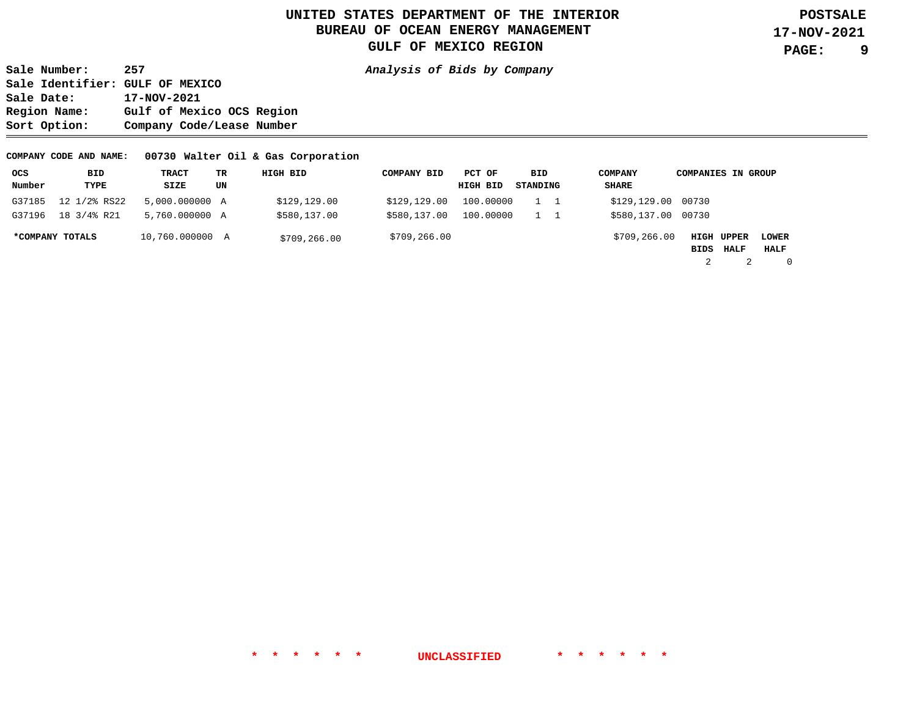# UNITED STATES DEPARTMENT OF THE INTERIOR
## BUREAU OF OCEAN ENERGY MANAGEMENT
## GULF OF MEXICO REGION

**POSTSALE**
**17-NOV-2021**

**Sale Number:** 257
**Sale Identifier:** GULF OF MEXICO
**Sale Date:** 17-NOV-2021
**Region Name:** Gulf of Mexico OCS Region
**Sort Option:** Company Code/Lease Number

*Analysis of Bids by Company*

**COMPANY CODE AND NAME:** 00730 Walter Oil & Gas Corporation

| OCS Number | BID TYPE | TRACT SIZE | TR UN | HIGH BID | COMPANY BID | PCT OF HIGH BID | BID STANDING | | COMPANY SHARE | COMPANIES IN GROUP | | |
|---|---|---|---|---|---|---|---|---|---|---|---|---|
| G37185 | 12 1/2% RS22 | 5,000.000000 | A | $129,129.00 | $129,129.00 | 100.00000 | 1 | 1 | $129,129.00 | 00730 | | |
| G37196 | 18 3/4% R21 | 5,760.000000 | A | $580,137.00 | $580,137.00 | 100.00000 | 1 | 1 | $580,137.00 | 00730 | | |
| ***COMPANY TOTALS** | | 10,760.000000 | A | $709,266.00 | $709,266.00 | | | | $709,266.00 | **HIGH BIDS** | **UPPER HALF** | **LOWER HALF** |
| | | | | | | | | | | 2 | 2 | 0 |

\* \* \* \* \* \* UNCLASSIFIED \* \* \* \* \* \*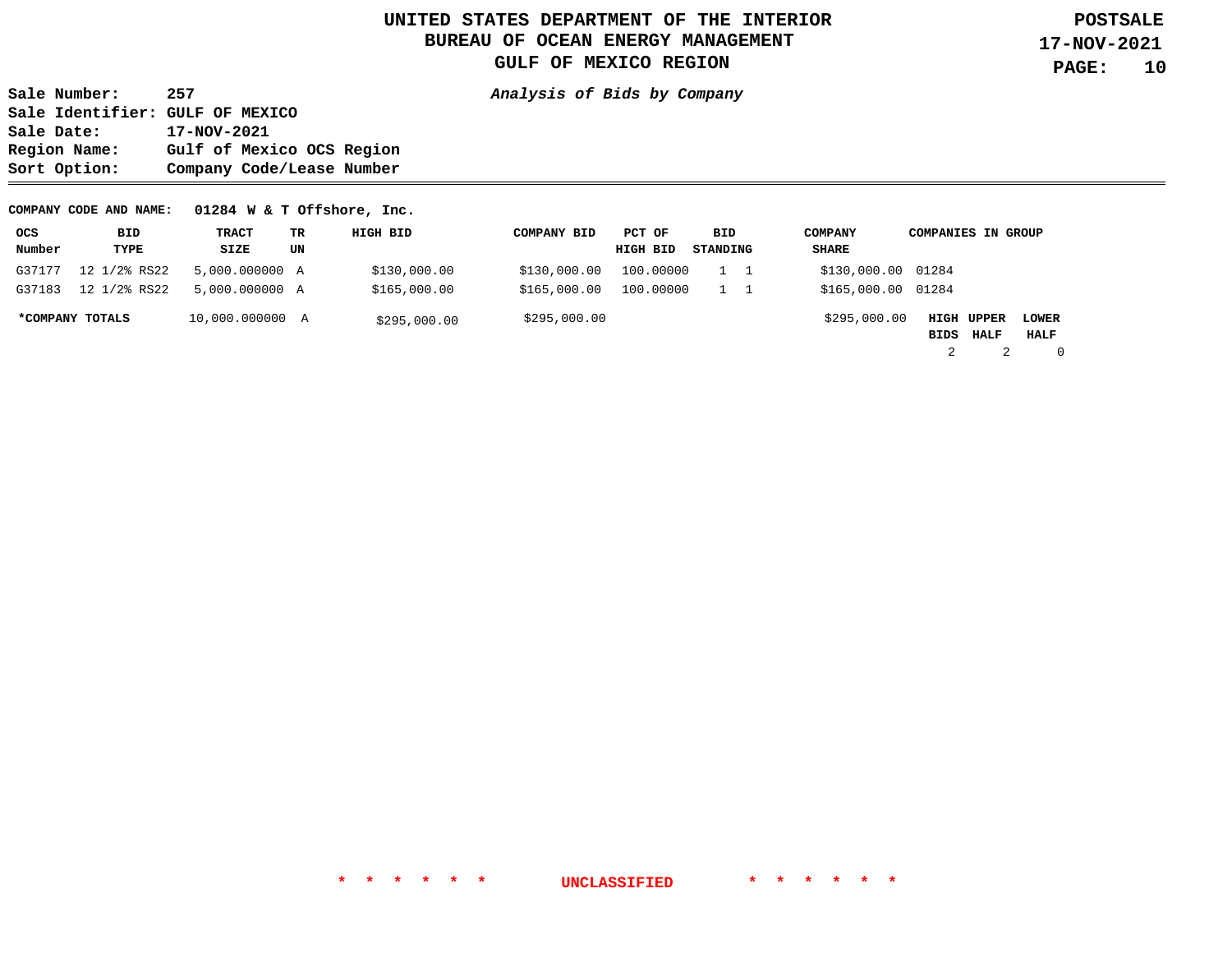# UNITED STATES DEPARTMENT OF THE INTERIOR
## BUREAU OF OCEAN ENERGY MANAGEMENT
## GULF OF MEXICO REGION

**POSTSALE**
**17-NOV-2021**

**Sale Number:** 257
**Sale Identifier:** GULF OF MEXICO
**Sale Date:** 17-NOV-2021
**Region Name:** Gulf of Mexico OCS Region
**Sort Option:** Company Code/Lease Number

*Analysis of Bids by Company*

**COMPANY CODE AND NAME: 01284 W & T Offshore, Inc.**

| OCS Number | BID TYPE | TRACT SIZE | TR UN | HIGH BID | COMPANY BID | PCT OF HIGH BID | BID STANDING | | COMPANY SHARE | COMPANIES IN GROUP |
|---|---|---|---|---|---|---|---|---|---|---|
| G37177 | 12 1/2% RS22 | 5,000.000000 | A | $130,000.00 | $130,000.00 | 100.00000 | 1 | 1 | $130,000.00 | 01284 |
| G37183 | 12 1/2% RS22 | 5,000.000000 | A | $165,000.00 | $165,000.00 | 100.00000 | 1 | 1 | $165,000.00 | 01284 |
| ***COMPANY TOTALS** | | 10,000.000000 | A | $295,000.00 | $295,000.00 | | | | $295,000.00 | |

| HIGH BIDS | UPPER HALF | LOWER HALF |
|---|---|---|
| 2 | 2 | 0 |

\* \* \* \* \* \* UNCLASSIFIED \* \* \* \* \* \*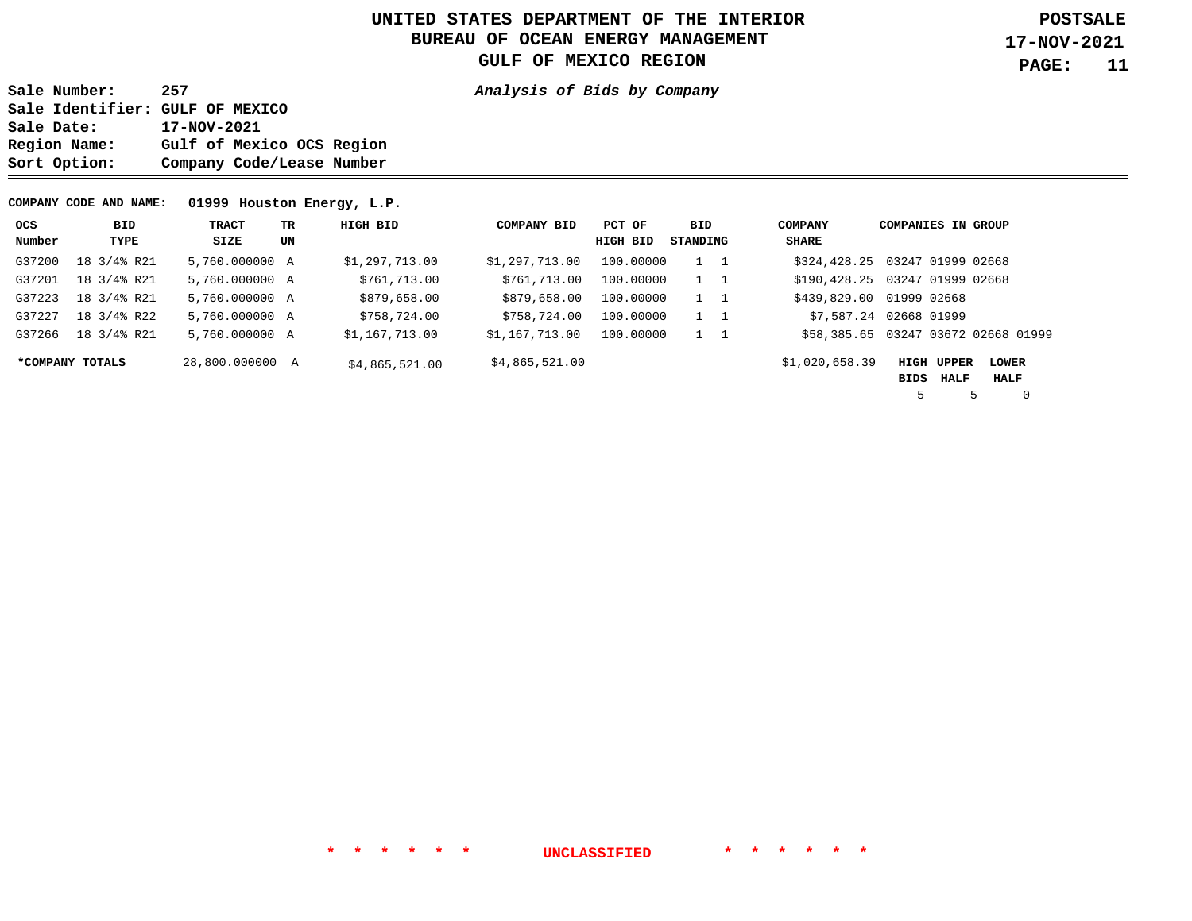# UNITED STATES DEPARTMENT OF THE INTERIOR
## BUREAU OF OCEAN ENERGY MANAGEMENT
## GULF OF MEXICO REGION

**POSTSALE**
**17-NOV-2021**

**Sale Number:** 257
**Sale Identifier:** GULF OF MEXICO
**Sale Date:** 17-NOV-2021
**Region Name:** Gulf of Mexico OCS Region
**Sort Option:** Company Code/Lease Number

***Analysis of Bids by Company***

**COMPANY CODE AND NAME:** 01999 Houston Energy, L.P.

| OCS Number | BID TYPE | TRACT SIZE | TR UN | HIGH BID | COMPANY BID | PCT OF HIGH BID | BID STANDING | | COMPANY SHARE | COMPANIES IN GROUP |
|---|---|---|---|---|---|---|---|---|---|---|
| G37200 | 18 3/4% R21 | 5,760.000000 | A | $1,297,713.00 | $1,297,713.00 | 100.00000 | 1 | 1 | $324,428.25 | 03247 01999 02668 |
| G37201 | 18 3/4% R21 | 5,760.000000 | A | $761,713.00 | $761,713.00 | 100.00000 | 1 | 1 | $190,428.25 | 03247 01999 02668 |
| G37223 | 18 3/4% R21 | 5,760.000000 | A | $879,658.00 | $879,658.00 | 100.00000 | 1 | 1 | $439,829.00 | 01999 02668 |
| G37227 | 18 3/4% R22 | 5,760.000000 | A | $758,724.00 | $758,724.00 | 100.00000 | 1 | 1 | $7,587.24 | 02668 01999 |
| G37266 | 18 3/4% R21 | 5,760.000000 | A | $1,167,713.00 | $1,167,713.00 | 100.00000 | 1 | 1 | $58,385.65 | 03247 03672 02668 01999 |
| ***COMPANY TOTALS** | | 28,800.000000 | A | $4,865,521.00 | $4,865,521.00 | | | | $1,020,658.39 | |

| HIGH BIDS | UPPER HALF | LOWER HALF |
|---|---|---|
| 5 | 5 | 0 |

\* \* \* \* \* \* UNCLASSIFIED \* \* \* \* \* \*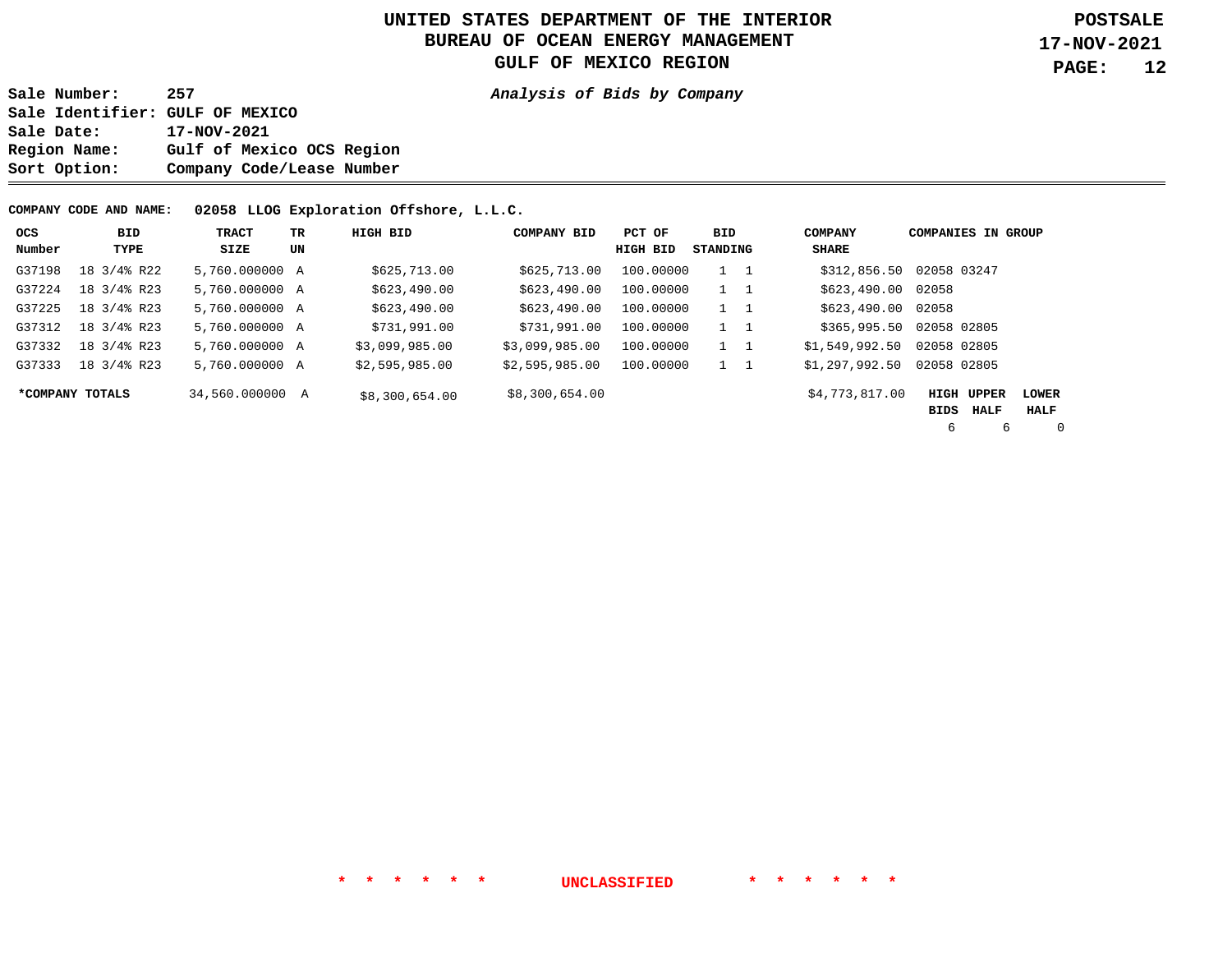# UNITED STATES DEPARTMENT OF THE INTERIOR
## BUREAU OF OCEAN ENERGY MANAGEMENT
## GULF OF MEXICO REGION

**POSTSALE**
**17-NOV-2021**

**Sale Number:** 257
**Sale Identifier:** GULF OF MEXICO
**Sale Date:** 17-NOV-2021
**Region Name:** Gulf of Mexico OCS Region
**Sort Option:** Company Code/Lease Number

***Analysis of Bids by Company***

**COMPANY CODE AND NAME:** 02058 LLOG Exploration Offshore, L.L.C.

| OCS Number | BID TYPE | TRACT SIZE | TR UN | HIGH BID | COMPANY BID | PCT OF HIGH BID | BID STANDING | | COMPANY SHARE | COMPANIES IN GROUP |
|---|---|---|---|---|---|---|---|---|---|---|
| G37198 | 18 3/4% R22 | 5,760.000000 | A | $625,713.00 | $625,713.00 | 100.00000 | 1 | 1 | $312,856.50 | 02058 03247 |
| G37224 | 18 3/4% R23 | 5,760.000000 | A | $623,490.00 | $623,490.00 | 100.00000 | 1 | 1 | $623,490.00 | 02058 |
| G37225 | 18 3/4% R23 | 5,760.000000 | A | $623,490.00 | $623,490.00 | 100.00000 | 1 | 1 | $623,490.00 | 02058 |
| G37312 | 18 3/4% R23 | 5,760.000000 | A | $731,991.00 | $731,991.00 | 100.00000 | 1 | 1 | $365,995.50 | 02058 02805 |
| G37332 | 18 3/4% R23 | 5,760.000000 | A | $3,099,985.00 | $3,099,985.00 | 100.00000 | 1 | 1 | $1,549,992.50 | 02058 02805 |
| G37333 | 18 3/4% R23 | 5,760.000000 | A | $2,595,985.00 | $2,595,985.00 | 100.00000 | 1 | 1 | $1,297,992.50 | 02058 02805 |
| ***COMPANY TOTALS** | | 34,560.000000 | A | $8,300,654.00 | $8,300,654.00 | | | | $4,773,817.00 | |

| HIGH BIDS | UPPER HALF | LOWER HALF |
|---|---|---|
| 6 | 6 | 0 |

\* \* \* \* \* \* UNCLASSIFIED \* \* \* \* \* \*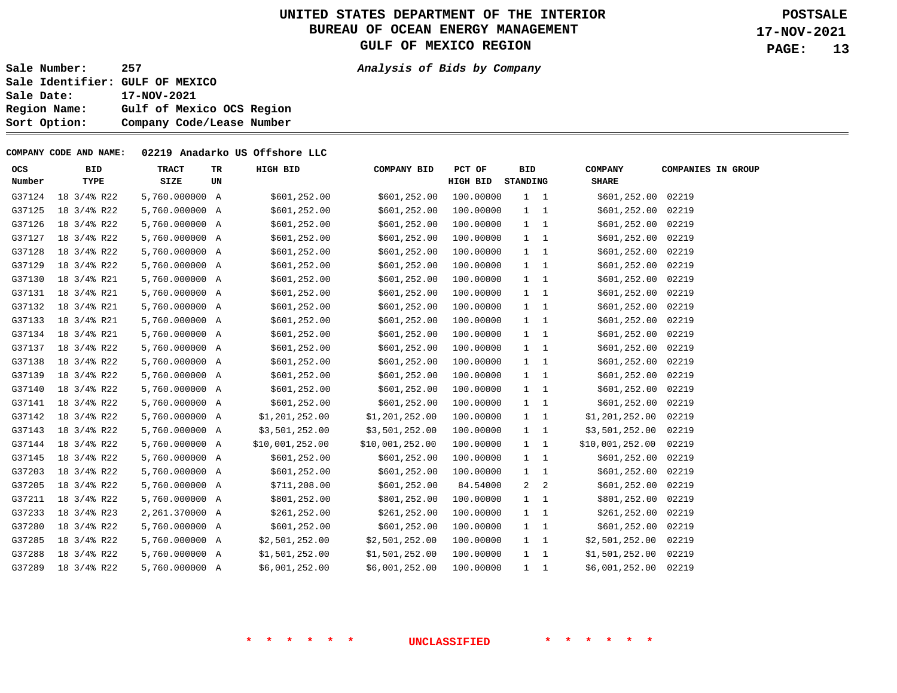# UNITED STATES DEPARTMENT OF THE INTERIOR
## BUREAU OF OCEAN ENERGY MANAGEMENT
## GULF OF MEXICO REGION

**POSTSALE**
**17-NOV-2021**

**Sale Number:** 257
**Sale Identifier:** GULF OF MEXICO
**Sale Date:** 17-NOV-2021
**Region Name:** Gulf of Mexico OCS Region
**Sort Option:** Company Code/Lease Number

***Analysis of Bids by Company***

**COMPANY CODE AND NAME:** 02219 Anadarko US Offshore LLC

| OCS Number | BID TYPE | TRACT SIZE | TR UN | HIGH BID | COMPANY BID | PCT OF HIGH BID | BID STANDING | | COMPANY SHARE | COMPANIES IN GROUP |
|---|---|---|---|---|---|---|---|---|---|---|
| G37124 | 18 3/4% R22 | 5,760.000000 | A | $601,252.00 | $601,252.00 | 100.00000 | 1 | 1 | $601,252.00 | 02219 |
| G37125 | 18 3/4% R22 | 5,760.000000 | A | $601,252.00 | $601,252.00 | 100.00000 | 1 | 1 | $601,252.00 | 02219 |
| G37126 | 18 3/4% R22 | 5,760.000000 | A | $601,252.00 | $601,252.00 | 100.00000 | 1 | 1 | $601,252.00 | 02219 |
| G37127 | 18 3/4% R22 | 5,760.000000 | A | $601,252.00 | $601,252.00 | 100.00000 | 1 | 1 | $601,252.00 | 02219 |
| G37128 | 18 3/4% R22 | 5,760.000000 | A | $601,252.00 | $601,252.00 | 100.00000 | 1 | 1 | $601,252.00 | 02219 |
| G37129 | 18 3/4% R22 | 5,760.000000 | A | $601,252.00 | $601,252.00 | 100.00000 | 1 | 1 | $601,252.00 | 02219 |
| G37130 | 18 3/4% R21 | 5,760.000000 | A | $601,252.00 | $601,252.00 | 100.00000 | 1 | 1 | $601,252.00 | 02219 |
| G37131 | 18 3/4% R21 | 5,760.000000 | A | $601,252.00 | $601,252.00 | 100.00000 | 1 | 1 | $601,252.00 | 02219 |
| G37132 | 18 3/4% R21 | 5,760.000000 | A | $601,252.00 | $601,252.00 | 100.00000 | 1 | 1 | $601,252.00 | 02219 |
| G37133 | 18 3/4% R21 | 5,760.000000 | A | $601,252.00 | $601,252.00 | 100.00000 | 1 | 1 | $601,252.00 | 02219 |
| G37134 | 18 3/4% R21 | 5,760.000000 | A | $601,252.00 | $601,252.00 | 100.00000 | 1 | 1 | $601,252.00 | 02219 |
| G37137 | 18 3/4% R22 | 5,760.000000 | A | $601,252.00 | $601,252.00 | 100.00000 | 1 | 1 | $601,252.00 | 02219 |
| G37138 | 18 3/4% R22 | 5,760.000000 | A | $601,252.00 | $601,252.00 | 100.00000 | 1 | 1 | $601,252.00 | 02219 |
| G37139 | 18 3/4% R22 | 5,760.000000 | A | $601,252.00 | $601,252.00 | 100.00000 | 1 | 1 | $601,252.00 | 02219 |
| G37140 | 18 3/4% R22 | 5,760.000000 | A | $601,252.00 | $601,252.00 | 100.00000 | 1 | 1 | $601,252.00 | 02219 |
| G37141 | 18 3/4% R22 | 5,760.000000 | A | $601,252.00 | $601,252.00 | 100.00000 | 1 | 1 | $601,252.00 | 02219 |
| G37142 | 18 3/4% R22 | 5,760.000000 | A | $1,201,252.00 | $1,201,252.00 | 100.00000 | 1 | 1 | $1,201,252.00 | 02219 |
| G37143 | 18 3/4% R22 | 5,760.000000 | A | $3,501,252.00 | $3,501,252.00 | 100.00000 | 1 | 1 | $3,501,252.00 | 02219 |
| G37144 | 18 3/4% R22 | 5,760.000000 | A | $10,001,252.00 | $10,001,252.00 | 100.00000 | 1 | 1 | $10,001,252.00 | 02219 |
| G37145 | 18 3/4% R22 | 5,760.000000 | A | $601,252.00 | $601,252.00 | 100.00000 | 1 | 1 | $601,252.00 | 02219 |
| G37203 | 18 3/4% R22 | 5,760.000000 | A | $601,252.00 | $601,252.00 | 100.00000 | 1 | 1 | $601,252.00 | 02219 |
| G37205 | 18 3/4% R22 | 5,760.000000 | A | $711,208.00 | $601,252.00 | 84.54000 | 2 | 2 | $601,252.00 | 02219 |
| G37211 | 18 3/4% R22 | 5,760.000000 | A | $801,252.00 | $801,252.00 | 100.00000 | 1 | 1 | $801,252.00 | 02219 |
| G37233 | 18 3/4% R23 | 2,261.370000 | A | $261,252.00 | $261,252.00 | 100.00000 | 1 | 1 | $261,252.00 | 02219 |
| G37280 | 18 3/4% R22 | 5,760.000000 | A | $601,252.00 | $601,252.00 | 100.00000 | 1 | 1 | $601,252.00 | 02219 |
| G37285 | 18 3/4% R22 | 5,760.000000 | A | $2,501,252.00 | $2,501,252.00 | 100.00000 | 1 | 1 | $2,501,252.00 | 02219 |
| G37288 | 18 3/4% R22 | 5,760.000000 | A | $1,501,252.00 | $1,501,252.00 | 100.00000 | 1 | 1 | $1,501,252.00 | 02219 |
| G37289 | 18 3/4% R22 | 5,760.000000 | A | $6,001,252.00 | $6,001,252.00 | 100.00000 | 1 | 1 | $6,001,252.00 | 02219 |

\* \* \* \* \* \* UNCLASSIFIED \* \* \* \* \* \*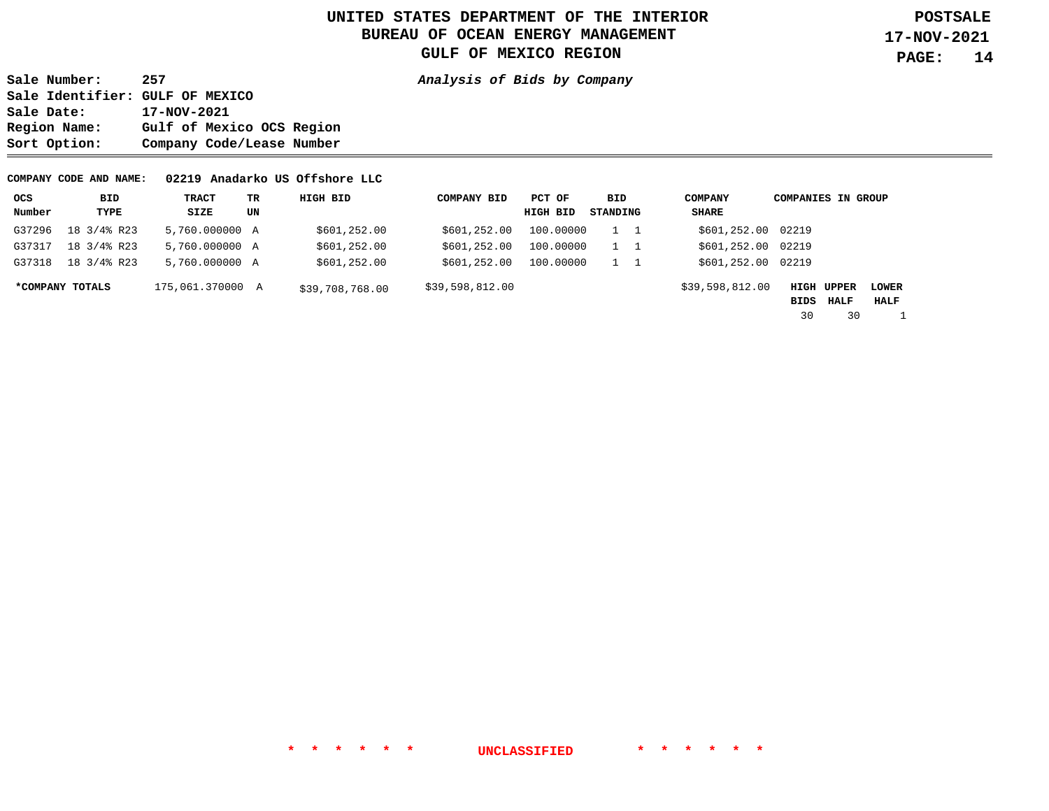# UNITED STATES DEPARTMENT OF THE INTERIOR
## BUREAU OF OCEAN ENERGY MANAGEMENT
## GULF OF MEXICO REGION

**POSTSALE**
**17-NOV-2021**

**Sale Number:** 257
**Sale Identifier:** GULF OF MEXICO
**Sale Date:** 17-NOV-2021
**Region Name:** Gulf of Mexico OCS Region
**Sort Option:** Company Code/Lease Number

***Analysis of Bids by Company***

**COMPANY CODE AND NAME:** **02219 Anadarko US Offshore LLC**

| OCS Number | BID TYPE | TRACT SIZE | TR UN | HIGH BID | COMPANY BID | PCT OF HIGH BID | BID STANDING | | COMPANY SHARE | COMPANIES IN GROUP |
|---|---|---|---|---|---|---|---|---|---|---|
| G37296 | 18 3/4% R23 | 5,760.000000 | A | $601,252.00 | $601,252.00 | 100.00000 | 1 | 1 | $601,252.00 | 02219 |
| G37317 | 18 3/4% R23 | 5,760.000000 | A | $601,252.00 | $601,252.00 | 100.00000 | 1 | 1 | $601,252.00 | 02219 |
| G37318 | 18 3/4% R23 | 5,760.000000 | A | $601,252.00 | $601,252.00 | 100.00000 | 1 | 1 | $601,252.00 | 02219 |
| ***COMPANY TOTALS** | | 175,061.370000 | A | $39,708,768.00 | $39,598,812.00 | | | | $39,598,812.00 | |

| HIGH BIDS | UPPER HALF | LOWER HALF |
|---|---|---|
| 30 | 30 | 1 |

\* \* \* \* \* \* UNCLASSIFIED \* \* \* \* \* \*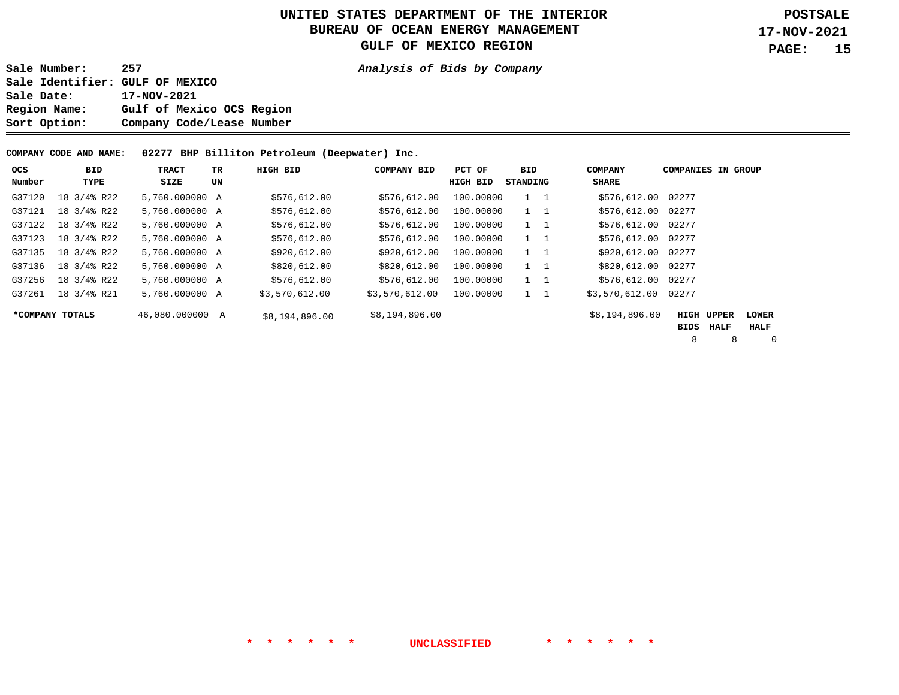# UNITED STATES DEPARTMENT OF THE INTERIOR
## BUREAU OF OCEAN ENERGY MANAGEMENT
## GULF OF MEXICO REGION

**POSTSALE**
**17-NOV-2021**

**Sale Number:** 257
**Sale Identifier:** GULF OF MEXICO
**Sale Date:** 17-NOV-2021
**Region Name:** Gulf of Mexico OCS Region
**Sort Option:** Company Code/Lease Number

***Analysis of Bids by Company***

**COMPANY CODE AND NAME:** **02277 BHP Billiton Petroleum (Deepwater) Inc.**

| OCS Number | BID TYPE | TRACT SIZE | TR UN | HIGH BID | COMPANY BID | PCT OF HIGH BID | BID STANDING | | COMPANY SHARE | COMPANIES IN GROUP |
|---|---|---|---|---|---|---|---|---|---|---|
| G37120 | 18 3/4% R22 | 5,760.000000 | A | $576,612.00 | $576,612.00 | 100.00000 | 1 | 1 | $576,612.00 | 02277 |
| G37121 | 18 3/4% R22 | 5,760.000000 | A | $576,612.00 | $576,612.00 | 100.00000 | 1 | 1 | $576,612.00 | 02277 |
| G37122 | 18 3/4% R22 | 5,760.000000 | A | $576,612.00 | $576,612.00 | 100.00000 | 1 | 1 | $576,612.00 | 02277 |
| G37123 | 18 3/4% R22 | 5,760.000000 | A | $576,612.00 | $576,612.00 | 100.00000 | 1 | 1 | $576,612.00 | 02277 |
| G37135 | 18 3/4% R22 | 5,760.000000 | A | $920,612.00 | $920,612.00 | 100.00000 | 1 | 1 | $920,612.00 | 02277 |
| G37136 | 18 3/4% R22 | 5,760.000000 | A | $820,612.00 | $820,612.00 | 100.00000 | 1 | 1 | $820,612.00 | 02277 |
| G37256 | 18 3/4% R22 | 5,760.000000 | A | $576,612.00 | $576,612.00 | 100.00000 | 1 | 1 | $576,612.00 | 02277 |
| G37261 | 18 3/4% R21 | 5,760.000000 | A | $3,570,612.00 | $3,570,612.00 | 100.00000 | 1 | 1 | $3,570,612.00 | 02277 |
| ***COMPANY TOTALS** | | 46,080.000000 | A | $8,194,896.00 | $8,194,896.00 | | | | $8,194,896.00 | |

| HIGH BIDS | UPPER HALF | LOWER HALF |
|---|---|---|
| 8 | 8 | 0 |

\* \* \* \* \* \* UNCLASSIFIED \* \* \* \* \* \*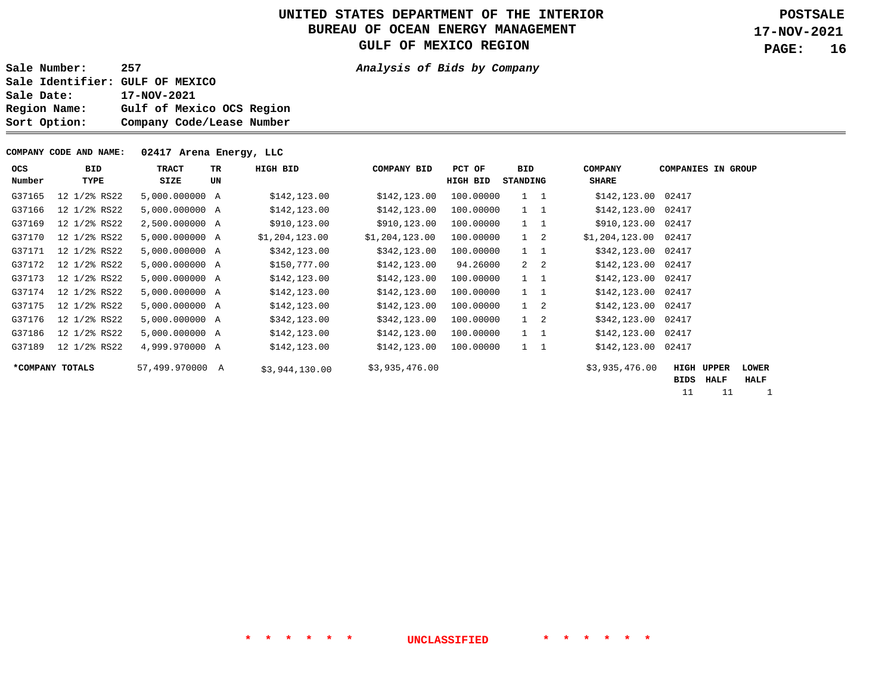# UNITED STATES DEPARTMENT OF THE INTERIOR
## BUREAU OF OCEAN ENERGY MANAGEMENT
## GULF OF MEXICO REGION

**POSTSALE**
**17-NOV-2021**

**Sale Number:** 257
**Sale Identifier:** GULF OF MEXICO
**Sale Date:** 17-NOV-2021
**Region Name:** Gulf of Mexico OCS Region
**Sort Option:** Company Code/Lease Number

***Analysis of Bids by Company***

**COMPANY CODE AND NAME:** 02417 Arena Energy, LLC

| OCS Number | BID TYPE | TRACT SIZE | TR UN | HIGH BID | COMPANY BID | PCT OF HIGH BID | BID STANDING | | COMPANY SHARE | COMPANIES IN GROUP |
|---|---|---|---|---|---|---|---|---|---|---|
| G37165 | 12 1/2% RS22 | 5,000.000000 | A | $142,123.00 | $142,123.00 | 100.00000 | 1 | 1 | $142,123.00 | 02417 |
| G37166 | 12 1/2% RS22 | 5,000.000000 | A | $142,123.00 | $142,123.00 | 100.00000 | 1 | 1 | $142,123.00 | 02417 |
| G37169 | 12 1/2% RS22 | 2,500.000000 | A | $910,123.00 | $910,123.00 | 100.00000 | 1 | 1 | $910,123.00 | 02417 |
| G37170 | 12 1/2% RS22 | 5,000.000000 | A | $1,204,123.00 | $1,204,123.00 | 100.00000 | 1 | 2 | $1,204,123.00 | 02417 |
| G37171 | 12 1/2% RS22 | 5,000.000000 | A | $342,123.00 | $342,123.00 | 100.00000 | 1 | 1 | $342,123.00 | 02417 |
| G37172 | 12 1/2% RS22 | 5,000.000000 | A | $150,777.00 | $142,123.00 | 94.26000 | 2 | 2 | $142,123.00 | 02417 |
| G37173 | 12 1/2% RS22 | 5,000.000000 | A | $142,123.00 | $142,123.00 | 100.00000 | 1 | 1 | $142,123.00 | 02417 |
| G37174 | 12 1/2% RS22 | 5,000.000000 | A | $142,123.00 | $142,123.00 | 100.00000 | 1 | 1 | $142,123.00 | 02417 |
| G37175 | 12 1/2% RS22 | 5,000.000000 | A | $142,123.00 | $142,123.00 | 100.00000 | 1 | 2 | $142,123.00 | 02417 |
| G37176 | 12 1/2% RS22 | 5,000.000000 | A | $342,123.00 | $342,123.00 | 100.00000 | 1 | 2 | $342,123.00 | 02417 |
| G37186 | 12 1/2% RS22 | 5,000.000000 | A | $142,123.00 | $142,123.00 | 100.00000 | 1 | 1 | $142,123.00 | 02417 |
| G37189 | 12 1/2% RS22 | 4,999.970000 | A | $142,123.00 | $142,123.00 | 100.00000 | 1 | 1 | $142,123.00 | 02417 |
| ***COMPANY TOTALS** | | 57,499.970000 | A | $3,944,130.00 | $3,935,476.00 | | | | $3,935,476.00 | |

| HIGH BIDS | UPPER HALF | LOWER HALF |
|---|---|---|
| 11 | 11 | 1 |

\* \* \* \* \* \* UNCLASSIFIED \* \* \* \* \* \*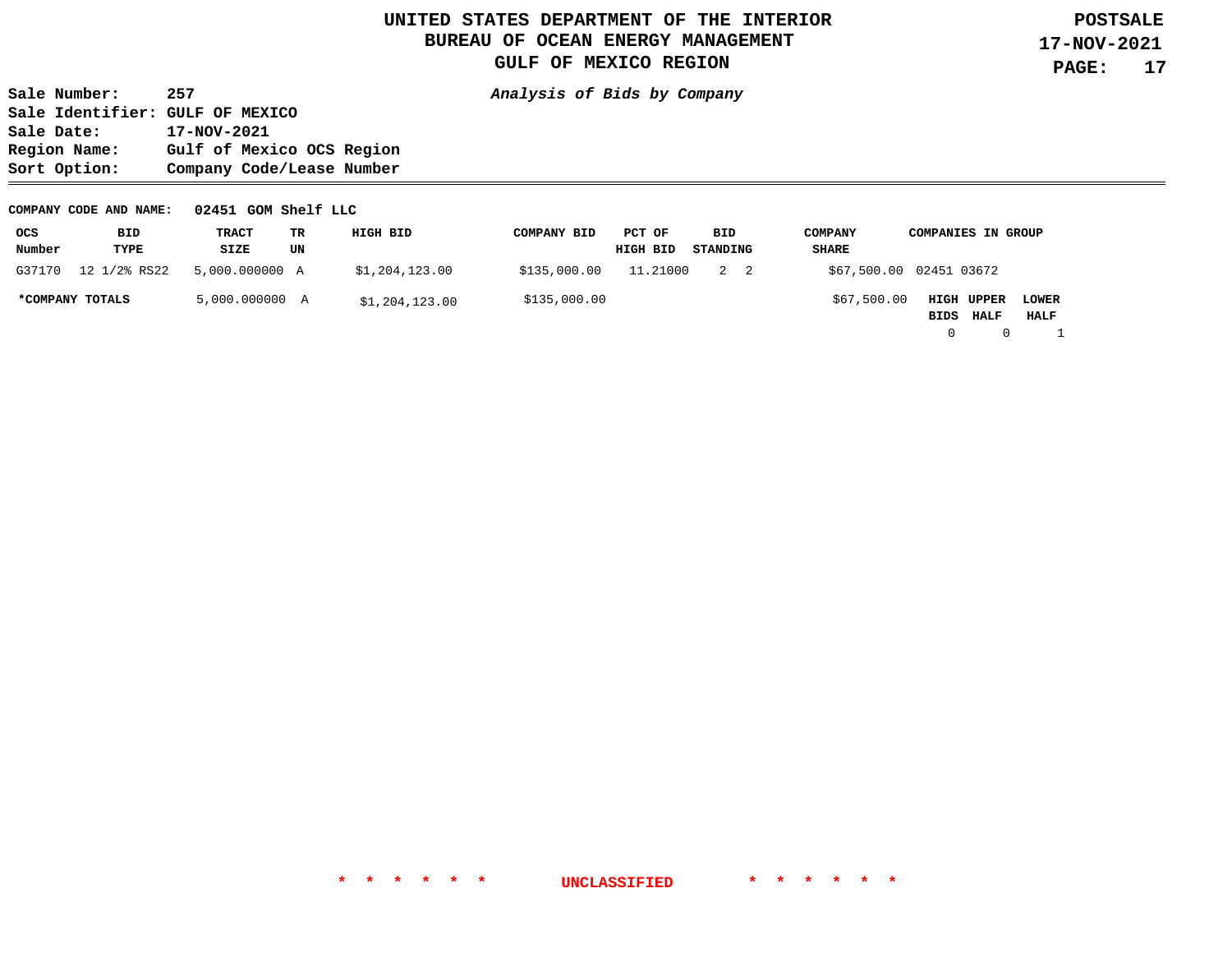# UNITED STATES DEPARTMENT OF THE INTERIOR
## BUREAU OF OCEAN ENERGY MANAGEMENT
## GULF OF MEXICO REGION

**POSTSALE**
**17-NOV-2021**

**Sale Number:** 257
**Sale Identifier:** GULF OF MEXICO
**Sale Date:** 17-NOV-2021
**Region Name:** Gulf of Mexico OCS Region
**Sort Option:** Company Code/Lease Number

***Analysis of Bids by Company***

**COMPANY CODE AND NAME:** **02451 GOM Shelf LLC**

| OCS Number | BID TYPE | TRACT SIZE | TR UN | HIGH BID | COMPANY BID | PCT OF HIGH BID | BID STANDING | COMPANY SHARE | COMPANIES IN GROUP |
|---|---|---|---|---|---|---|---|---|---|
| G37170 | 12 1/2% RS22 | 5,000.000000 | A | $1,204,123.00 | $135,000.00 | 11.21000 | 2 2 | $67,500.00 | 02451 03672 |
| ***COMPANY TOTALS** | | 5,000.000000 | A | $1,204,123.00 | $135,000.00 | | | $67,500.00 | |

| HIGH BIDS | UPPER HALF | LOWER HALF |
|---|---|---|
| 0 | 0 | 1 |

\* \* \* \* \* \* UNCLASSIFIED \* \* \* \* \* \*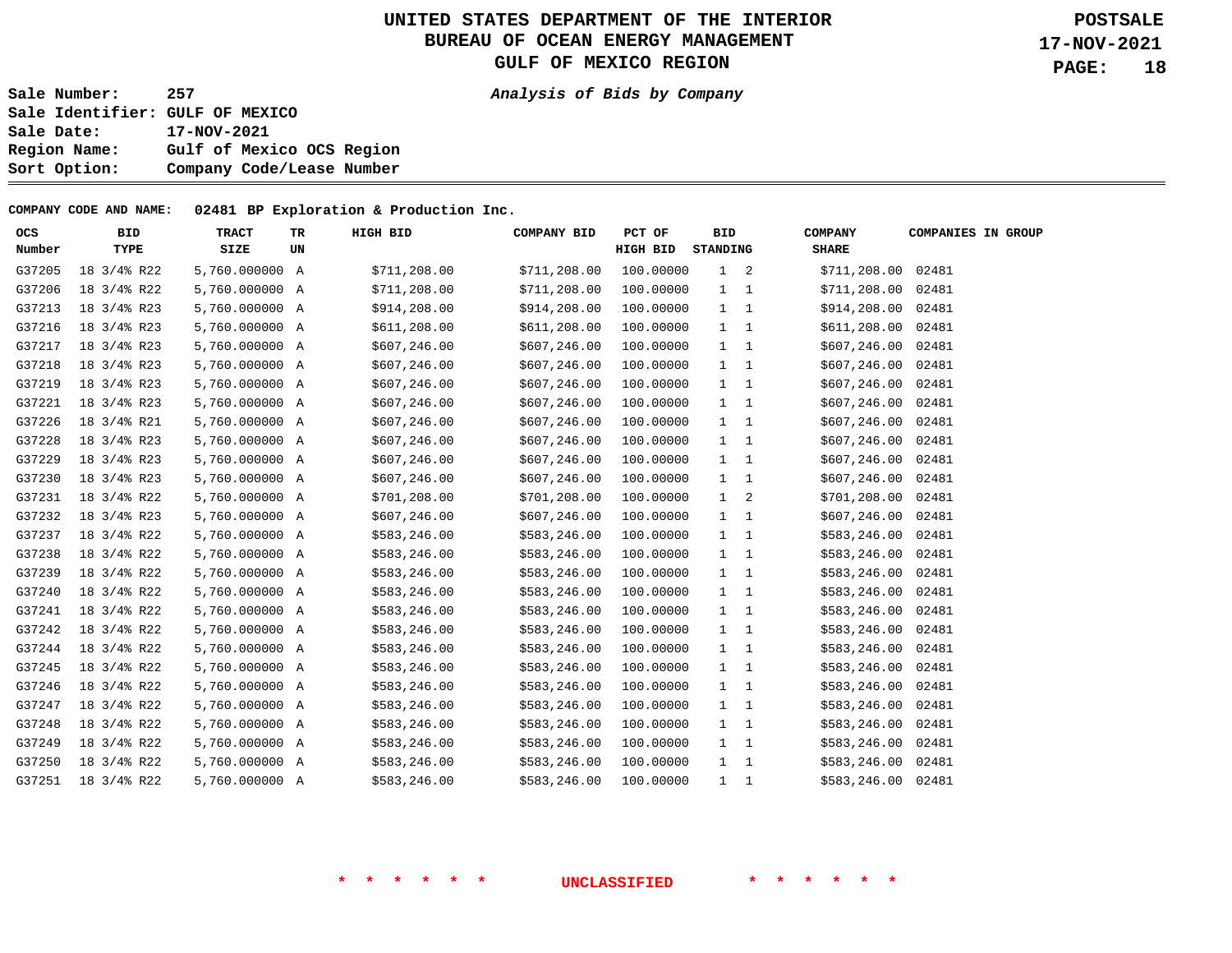# UNITED STATES DEPARTMENT OF THE INTERIOR
## BUREAU OF OCEAN ENERGY MANAGEMENT
## GULF OF MEXICO REGION

**POSTSALE**
**17-NOV-2021**

*Analysis of Bids by Company*

**Sale Number:** 257
**Sale Identifier:** GULF OF MEXICO
**Sale Date:** 17-NOV-2021
**Region Name:** Gulf of Mexico OCS Region
**Sort Option:** Company Code/Lease Number

**COMPANY CODE AND NAME: 02481 BP Exploration & Production Inc.**

| OCS Number | BID TYPE | TRACT SIZE | TR UN | HIGH BID | COMPANY BID | PCT OF HIGH BID | BID STANDING | | COMPANY SHARE | COMPANIES IN GROUP |
|---|---|---|---|---|---|---|---|---|---|---|
| G37205 | 18 3/4% R22 | 5,760.000000 | A | $711,208.00 | $711,208.00 | 100.00000 | 1 | 2 | $711,208.00 | 02481 |
| G37206 | 18 3/4% R22 | 5,760.000000 | A | $711,208.00 | $711,208.00 | 100.00000 | 1 | 1 | $711,208.00 | 02481 |
| G37213 | 18 3/4% R23 | 5,760.000000 | A | $914,208.00 | $914,208.00 | 100.00000 | 1 | 1 | $914,208.00 | 02481 |
| G37216 | 18 3/4% R23 | 5,760.000000 | A | $611,208.00 | $611,208.00 | 100.00000 | 1 | 1 | $611,208.00 | 02481 |
| G37217 | 18 3/4% R23 | 5,760.000000 | A | $607,246.00 | $607,246.00 | 100.00000 | 1 | 1 | $607,246.00 | 02481 |
| G37218 | 18 3/4% R23 | 5,760.000000 | A | $607,246.00 | $607,246.00 | 100.00000 | 1 | 1 | $607,246.00 | 02481 |
| G37219 | 18 3/4% R23 | 5,760.000000 | A | $607,246.00 | $607,246.00 | 100.00000 | 1 | 1 | $607,246.00 | 02481 |
| G37221 | 18 3/4% R23 | 5,760.000000 | A | $607,246.00 | $607,246.00 | 100.00000 | 1 | 1 | $607,246.00 | 02481 |
| G37226 | 18 3/4% R21 | 5,760.000000 | A | $607,246.00 | $607,246.00 | 100.00000 | 1 | 1 | $607,246.00 | 02481 |
| G37228 | 18 3/4% R23 | 5,760.000000 | A | $607,246.00 | $607,246.00 | 100.00000 | 1 | 1 | $607,246.00 | 02481 |
| G37229 | 18 3/4% R23 | 5,760.000000 | A | $607,246.00 | $607,246.00 | 100.00000 | 1 | 1 | $607,246.00 | 02481 |
| G37230 | 18 3/4% R23 | 5,760.000000 | A | $607,246.00 | $607,246.00 | 100.00000 | 1 | 1 | $607,246.00 | 02481 |
| G37231 | 18 3/4% R22 | 5,760.000000 | A | $701,208.00 | $701,208.00 | 100.00000 | 1 | 2 | $701,208.00 | 02481 |
| G37232 | 18 3/4% R23 | 5,760.000000 | A | $607,246.00 | $607,246.00 | 100.00000 | 1 | 1 | $607,246.00 | 02481 |
| G37237 | 18 3/4% R22 | 5,760.000000 | A | $583,246.00 | $583,246.00 | 100.00000 | 1 | 1 | $583,246.00 | 02481 |
| G37238 | 18 3/4% R22 | 5,760.000000 | A | $583,246.00 | $583,246.00 | 100.00000 | 1 | 1 | $583,246.00 | 02481 |
| G37239 | 18 3/4% R22 | 5,760.000000 | A | $583,246.00 | $583,246.00 | 100.00000 | 1 | 1 | $583,246.00 | 02481 |
| G37240 | 18 3/4% R22 | 5,760.000000 | A | $583,246.00 | $583,246.00 | 100.00000 | 1 | 1 | $583,246.00 | 02481 |
| G37241 | 18 3/4% R22 | 5,760.000000 | A | $583,246.00 | $583,246.00 | 100.00000 | 1 | 1 | $583,246.00 | 02481 |
| G37242 | 18 3/4% R22 | 5,760.000000 | A | $583,246.00 | $583,246.00 | 100.00000 | 1 | 1 | $583,246.00 | 02481 |
| G37244 | 18 3/4% R22 | 5,760.000000 | A | $583,246.00 | $583,246.00 | 100.00000 | 1 | 1 | $583,246.00 | 02481 |
| G37245 | 18 3/4% R22 | 5,760.000000 | A | $583,246.00 | $583,246.00 | 100.00000 | 1 | 1 | $583,246.00 | 02481 |
| G37246 | 18 3/4% R22 | 5,760.000000 | A | $583,246.00 | $583,246.00 | 100.00000 | 1 | 1 | $583,246.00 | 02481 |
| G37247 | 18 3/4% R22 | 5,760.000000 | A | $583,246.00 | $583,246.00 | 100.00000 | 1 | 1 | $583,246.00 | 02481 |
| G37248 | 18 3/4% R22 | 5,760.000000 | A | $583,246.00 | $583,246.00 | 100.00000 | 1 | 1 | $583,246.00 | 02481 |
| G37249 | 18 3/4% R22 | 5,760.000000 | A | $583,246.00 | $583,246.00 | 100.00000 | 1 | 1 | $583,246.00 | 02481 |
| G37250 | 18 3/4% R22 | 5,760.000000 | A | $583,246.00 | $583,246.00 | 100.00000 | 1 | 1 | $583,246.00 | 02481 |
| G37251 | 18 3/4% R22 | 5,760.000000 | A | $583,246.00 | $583,246.00 | 100.00000 | 1 | 1 | $583,246.00 | 02481 |

\* \* \* \* \* \* UNCLASSIFIED \* \* \* \* \* \*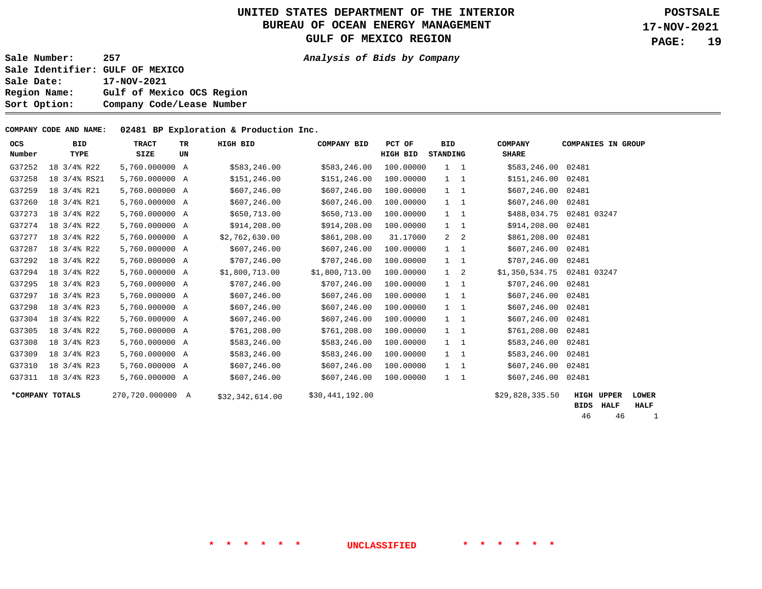# UNITED STATES DEPARTMENT OF THE INTERIOR
## BUREAU OF OCEAN ENERGY MANAGEMENT
## GULF OF MEXICO REGION

**POSTSALE**
**17-NOV-2021**

**Sale Number:** 257
**Sale Identifier:** GULF OF MEXICO
**Sale Date:** 17-NOV-2021
**Region Name:** Gulf of Mexico OCS Region
**Sort Option:** Company Code/Lease Number

***Analysis of Bids by Company***

**COMPANY CODE AND NAME: 02481 BP Exploration & Production Inc.**

| OCS Number | BID TYPE | TRACT SIZE | TR UN | HIGH BID | COMPANY BID | PCT OF HIGH BID | BID STANDING | | COMPANY SHARE | COMPANIES IN GROUP |
|---|---|---|---|---|---|---|---|---|---|---|
| G37252 | 18 3/4% R22 | 5,760.000000 | A | $583,246.00 | $583,246.00 | 100.00000 | 1 | 1 | $583,246.00 | 02481 |
| G37258 | 18 3/4% RS21 | 5,760.000000 | A | $151,246.00 | $151,246.00 | 100.00000 | 1 | 1 | $151,246.00 | 02481 |
| G37259 | 18 3/4% R21 | 5,760.000000 | A | $607,246.00 | $607,246.00 | 100.00000 | 1 | 1 | $607,246.00 | 02481 |
| G37260 | 18 3/4% R21 | 5,760.000000 | A | $607,246.00 | $607,246.00 | 100.00000 | 1 | 1 | $607,246.00 | 02481 |
| G37273 | 18 3/4% R22 | 5,760.000000 | A | $650,713.00 | $650,713.00 | 100.00000 | 1 | 1 | $488,034.75 | 02481 03247 |
| G37274 | 18 3/4% R22 | 5,760.000000 | A | $914,208.00 | $914,208.00 | 100.00000 | 1 | 1 | $914,208.00 | 02481 |
| G37277 | 18 3/4% R22 | 5,760.000000 | A | $2,762,630.00 | $861,208.00 | 31.17000 | 2 | 2 | $861,208.00 | 02481 |
| G37287 | 18 3/4% R22 | 5,760.000000 | A | $607,246.00 | $607,246.00 | 100.00000 | 1 | 1 | $607,246.00 | 02481 |
| G37292 | 18 3/4% R22 | 5,760.000000 | A | $707,246.00 | $707,246.00 | 100.00000 | 1 | 1 | $707,246.00 | 02481 |
| G37294 | 18 3/4% R22 | 5,760.000000 | A | $1,800,713.00 | $1,800,713.00 | 100.00000 | 1 | 2 | $1,350,534.75 | 02481 03247 |
| G37295 | 18 3/4% R23 | 5,760.000000 | A | $707,246.00 | $707,246.00 | 100.00000 | 1 | 1 | $707,246.00 | 02481 |
| G37297 | 18 3/4% R23 | 5,760.000000 | A | $607,246.00 | $607,246.00 | 100.00000 | 1 | 1 | $607,246.00 | 02481 |
| G37298 | 18 3/4% R23 | 5,760.000000 | A | $607,246.00 | $607,246.00 | 100.00000 | 1 | 1 | $607,246.00 | 02481 |
| G37304 | 18 3/4% R22 | 5,760.000000 | A | $607,246.00 | $607,246.00 | 100.00000 | 1 | 1 | $607,246.00 | 02481 |
| G37305 | 18 3/4% R22 | 5,760.000000 | A | $761,208.00 | $761,208.00 | 100.00000 | 1 | 1 | $761,208.00 | 02481 |
| G37308 | 18 3/4% R23 | 5,760.000000 | A | $583,246.00 | $583,246.00 | 100.00000 | 1 | 1 | $583,246.00 | 02481 |
| G37309 | 18 3/4% R23 | 5,760.000000 | A | $583,246.00 | $583,246.00 | 100.00000 | 1 | 1 | $583,246.00 | 02481 |
| G37310 | 18 3/4% R23 | 5,760.000000 | A | $607,246.00 | $607,246.00 | 100.00000 | 1 | 1 | $607,246.00 | 02481 |
| G37311 | 18 3/4% R23 | 5,760.000000 | A | $607,246.00 | $607,246.00 | 100.00000 | 1 | 1 | $607,246.00 | 02481 |
| ***COMPANY TOTALS** | | 270,720.000000 | A | $32,342,614.00 | $30,441,192.00 | | | | $29,828,335.50 | |

| HIGH BIDS | UPPER HALF | LOWER HALF |
|---|---|---|
| 46 | 46 | 1 |

\* \* \* \* \* \* UNCLASSIFIED \* \* \* \* \* \*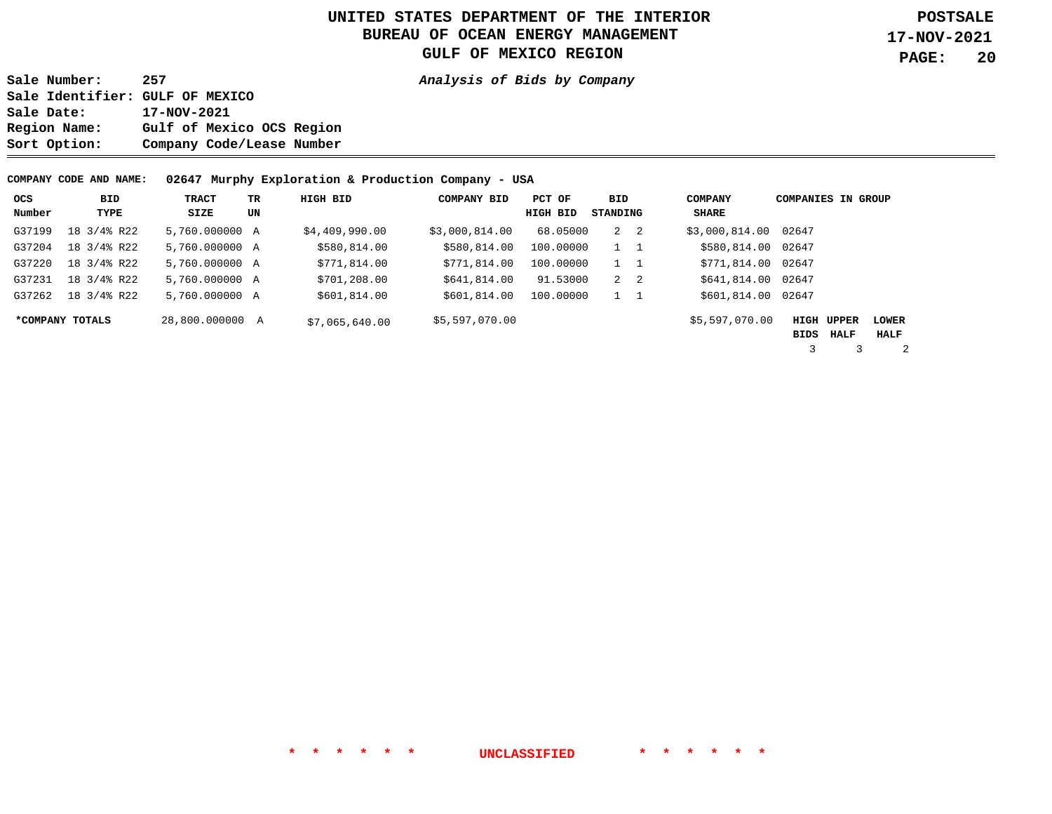# UNITED STATES DEPARTMENT OF THE INTERIOR
## BUREAU OF OCEAN ENERGY MANAGEMENT
## GULF OF MEXICO REGION

**POSTSALE**
**17-NOV-2021**

**Sale Number:** 257
**Sale Identifier:** GULF OF MEXICO
**Sale Date:** 17-NOV-2021
**Region Name:** Gulf of Mexico OCS Region
**Sort Option:** Company Code/Lease Number

***Analysis of Bids by Company***

**COMPANY CODE AND NAME: 02647 Murphy Exploration & Production Company - USA**

| OCS Number | BID TYPE | TRACT SIZE | TR UN | HIGH BID | COMPANY BID | PCT OF HIGH BID | BID STANDING | | COMPANY SHARE | COMPANIES IN GROUP |
|---|---|---|---|---|---|---|---|---|---|---|
| G37199 | 18 3/4% R22 | 5,760.000000 | A | $4,409,990.00 | $3,000,814.00 | 68.05000 | 2 | 2 | $3,000,814.00 | 02647 |
| G37204 | 18 3/4% R22 | 5,760.000000 | A | $580,814.00 | $580,814.00 | 100.00000 | 1 | 1 | $580,814.00 | 02647 |
| G37220 | 18 3/4% R22 | 5,760.000000 | A | $771,814.00 | $771,814.00 | 100.00000 | 1 | 1 | $771,814.00 | 02647 |
| G37231 | 18 3/4% R22 | 5,760.000000 | A | $701,208.00 | $641,814.00 | 91.53000 | 2 | 2 | $641,814.00 | 02647 |
| G37262 | 18 3/4% R22 | 5,760.000000 | A | $601,814.00 | $601,814.00 | 100.00000 | 1 | 1 | $601,814.00 | 02647 |
| ***COMPANY TOTALS** | | 28,800.000000 | A | $7,065,640.00 | $5,597,070.00 | | | | $5,597,070.00 | |

| HIGH BIDS | UPPER HALF | LOWER HALF |
|---|---|---|
| 3 | 3 | 2 |

\* \* \* \* \* \* UNCLASSIFIED \* \* \* \* \* \*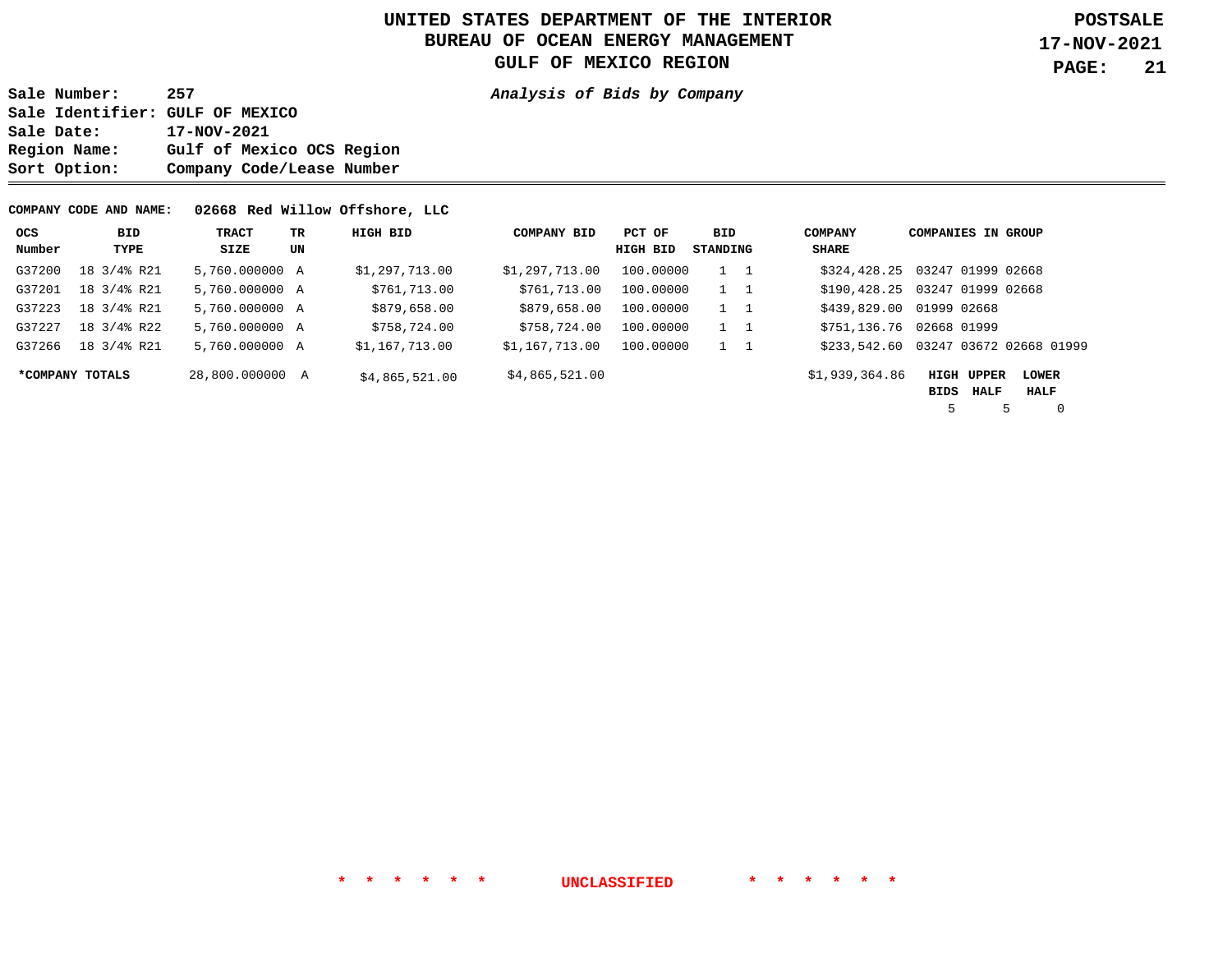# UNITED STATES DEPARTMENT OF THE INTERIOR
## BUREAU OF OCEAN ENERGY MANAGEMENT
## GULF OF MEXICO REGION

**POSTSALE**
**17-NOV-2021**

**Sale Number:** 257
**Sale Identifier:** GULF OF MEXICO
**Sale Date:** 17-NOV-2021
**Region Name:** Gulf of Mexico OCS Region
**Sort Option:** Company Code/Lease Number

***Analysis of Bids by Company***

**COMPANY CODE AND NAME:** **02668 Red Willow Offshore, LLC**

| OCS Number | BID TYPE | TRACT SIZE | TR UN | HIGH BID | COMPANY BID | PCT OF HIGH BID | BID STANDING | | COMPANY SHARE | COMPANIES IN GROUP |
|---|---|---|---|---|---|---|---|---|---|---|
| G37200 | 18 3/4% R21 | 5,760.000000 | A | $1,297,713.00 | $1,297,713.00 | 100.00000 | 1 | 1 | $324,428.25 | 03247 01999 02668 |
| G37201 | 18 3/4% R21 | 5,760.000000 | A | $761,713.00 | $761,713.00 | 100.00000 | 1 | 1 | $190,428.25 | 03247 01999 02668 |
| G37223 | 18 3/4% R21 | 5,760.000000 | A | $879,658.00 | $879,658.00 | 100.00000 | 1 | 1 | $439,829.00 | 01999 02668 |
| G37227 | 18 3/4% R22 | 5,760.000000 | A | $758,724.00 | $758,724.00 | 100.00000 | 1 | 1 | $751,136.76 | 02668 01999 |
| G37266 | 18 3/4% R21 | 5,760.000000 | A | $1,167,713.00 | $1,167,713.00 | 100.00000 | 1 | 1 | $233,542.60 | 03247 03672 02668 01999 |
| ***COMPANY TOTALS** | | 28,800.000000 | A | $4,865,521.00 | $4,865,521.00 | | | | $1,939,364.86 | |

| HIGH BIDS | UPPER HALF | LOWER HALF |
|---|---|---|
| 5 | 5 | 0 |

\* \* \* \* \* \* UNCLASSIFIED \* \* \* \* \* \*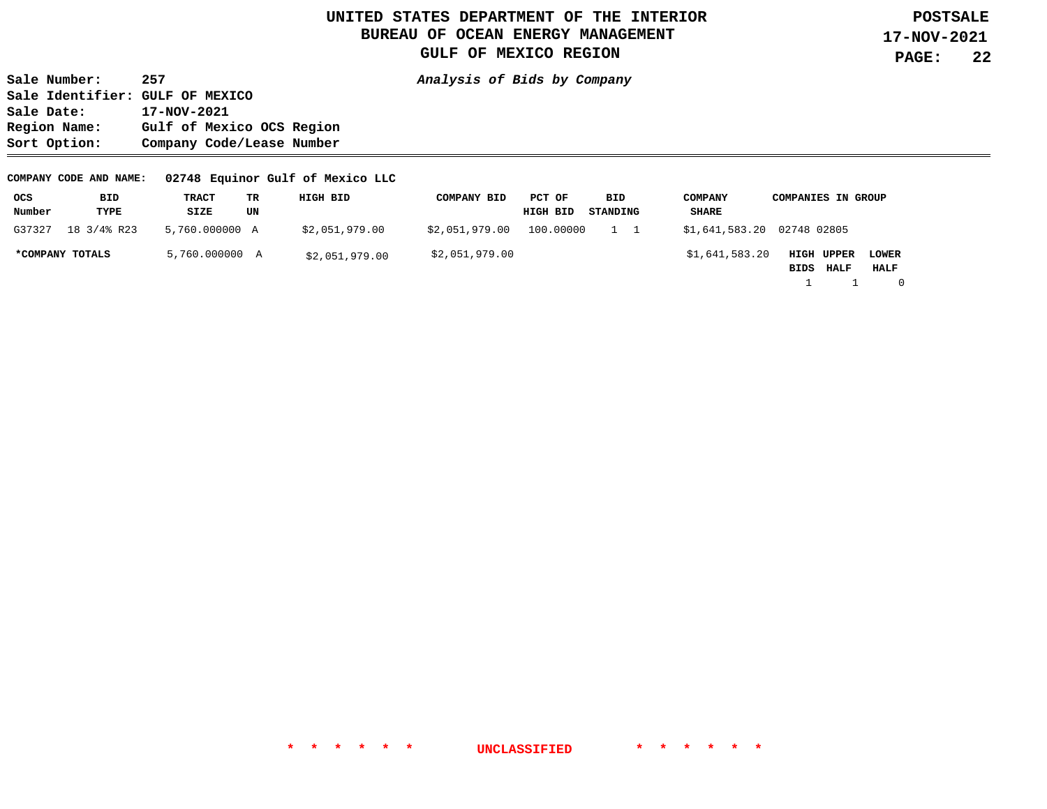# UNITED STATES DEPARTMENT OF THE INTERIOR
## BUREAU OF OCEAN ENERGY MANAGEMENT
## GULF OF MEXICO REGION

**POSTSALE**
**17-NOV-2021**

**Sale Number:** 257
**Sale Identifier:** GULF OF MEXICO
**Sale Date:** 17-NOV-2021
**Region Name:** Gulf of Mexico OCS Region
**Sort Option:** Company Code/Lease Number

***Analysis of Bids by Company***

**COMPANY CODE AND NAME: 02748 Equinor Gulf of Mexico LLC**

| OCS Number | BID TYPE | TRACT SIZE | TR UN | HIGH BID | COMPANY BID | PCT OF HIGH BID | BID STANDING | COMPANY SHARE | COMPANIES IN GROUP |
|---|---|---|---|---|---|---|---|---|---|
| G37327 | 18 3/4% R23 | 5,760.000000 | A | $2,051,979.00 | $2,051,979.00 | 100.00000 | 1 1 | $1,641,583.20 | 02748 02805 |
| ***COMPANY TOTALS** | | 5,760.000000 | A | $2,051,979.00 | $2,051,979.00 | | | $1,641,583.20 | |

| HIGH BIDS | UPPER HALF | LOWER HALF |
|---|---|---|
| 1 | 1 | 0 |

* * * * * * UNCLASSIFIED * * * * * *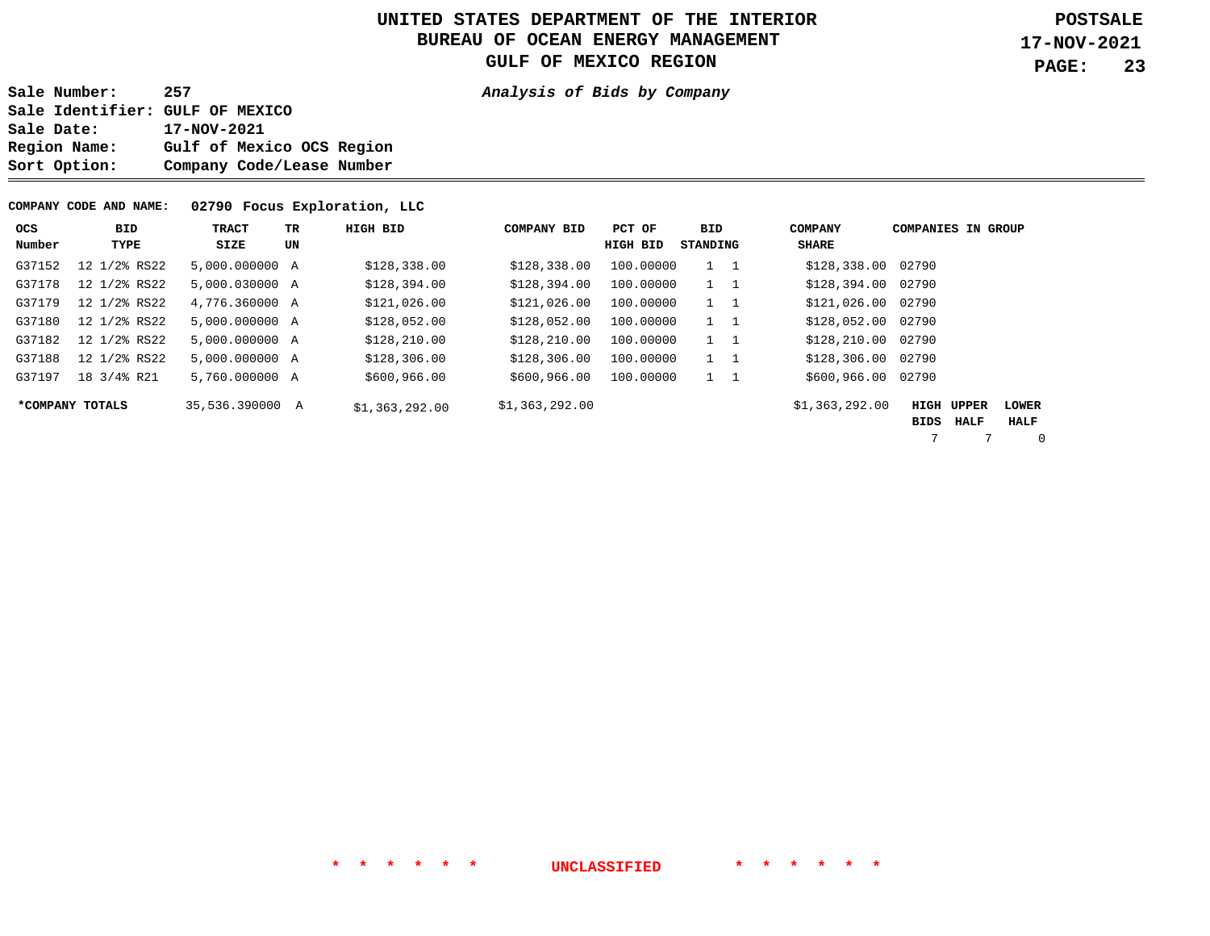# UNITED STATES DEPARTMENT OF THE INTERIOR
## BUREAU OF OCEAN ENERGY MANAGEMENT
## GULF OF MEXICO REGION

**POSTSALE**
**17-NOV-2021**

**Sale Number:** 257
**Sale Identifier:** GULF OF MEXICO
**Sale Date:** 17-NOV-2021
**Region Name:** Gulf of Mexico OCS Region
**Sort Option:** Company Code/Lease Number

***Analysis of Bids by Company***

**COMPANY CODE AND NAME: 02790 Focus Exploration, LLC**

| OCS Number | BID TYPE | TRACT SIZE | TR UN | HIGH BID | COMPANY BID | PCT OF HIGH BID | BID STANDING | | COMPANY SHARE | COMPANIES IN GROUP |
|---|---|---|---|---|---|---|---|---|---|---|
| G37152 | 12 1/2% RS22 | 5,000.000000 | A | $128,338.00 | $128,338.00 | 100.00000 | 1 | 1 | $128,338.00 | 02790 |
| G37178 | 12 1/2% RS22 | 5,000.030000 | A | $128,394.00 | $128,394.00 | 100.00000 | 1 | 1 | $128,394.00 | 02790 |
| G37179 | 12 1/2% RS22 | 4,776.360000 | A | $121,026.00 | $121,026.00 | 100.00000 | 1 | 1 | $121,026.00 | 02790 |
| G37180 | 12 1/2% RS22 | 5,000.000000 | A | $128,052.00 | $128,052.00 | 100.00000 | 1 | 1 | $128,052.00 | 02790 |
| G37182 | 12 1/2% RS22 | 5,000.000000 | A | $128,210.00 | $128,210.00 | 100.00000 | 1 | 1 | $128,210.00 | 02790 |
| G37188 | 12 1/2% RS22 | 5,000.000000 | A | $128,306.00 | $128,306.00 | 100.00000 | 1 | 1 | $128,306.00 | 02790 |
| G37197 | 18 3/4% R21 | 5,760.000000 | A | $600,966.00 | $600,966.00 | 100.00000 | 1 | 1 | $600,966.00 | 02790 |
| ***COMPANY TOTALS** | | 35,536.390000 | A | $1,363,292.00 | $1,363,292.00 | | | | $1,363,292.00 | |

| HIGH BIDS | UPPER HALF | LOWER HALF |
|---|---|---|
| 7 | 7 | 0 |

\* \* \* \* \* \* UNCLASSIFIED \* \* \* \* \* \*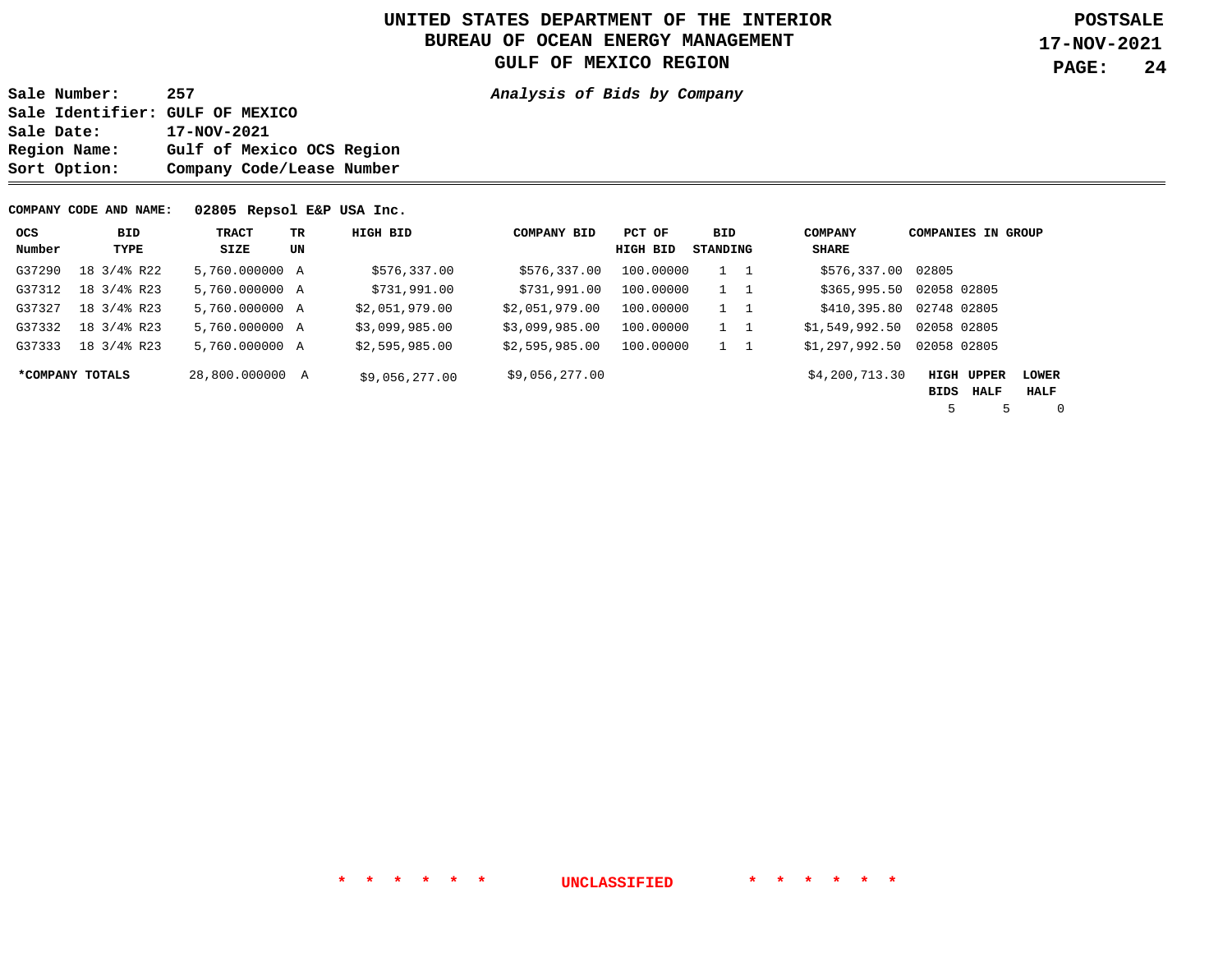# UNITED STATES DEPARTMENT OF THE INTERIOR
# BUREAU OF OCEAN ENERGY MANAGEMENT
# GULF OF MEXICO REGION

**POSTSALE**
**17-NOV-2021**

**Sale Number:** 257
**Sale Identifier:** GULF OF MEXICO
**Sale Date:** 17-NOV-2021
**Region Name:** Gulf of Mexico OCS Region
**Sort Option:** Company Code/Lease Number

***Analysis of Bids by Company***

**COMPANY CODE AND NAME:** **02805 Repsol E&P USA Inc.**

| OCS Number | BID TYPE | TRACT SIZE | TR UN | HIGH BID | COMPANY BID | PCT OF HIGH BID | BID STANDING | | COMPANY SHARE | COMPANIES IN GROUP |
|---|---|---|---|---|---|---|---|---|---|---|
| G37290 | 18 3/4% R22 | 5,760.000000 | A | $576,337.00 | $576,337.00 | 100.00000 | 1 | 1 | $576,337.00 | 02805 |
| G37312 | 18 3/4% R23 | 5,760.000000 | A | $731,991.00 | $731,991.00 | 100.00000 | 1 | 1 | $365,995.50 | 02058 02805 |
| G37327 | 18 3/4% R23 | 5,760.000000 | A | $2,051,979.00 | $2,051,979.00 | 100.00000 | 1 | 1 | $410,395.80 | 02748 02805 |
| G37332 | 18 3/4% R23 | 5,760.000000 | A | $3,099,985.00 | $3,099,985.00 | 100.00000 | 1 | 1 | $1,549,992.50 | 02058 02805 |
| G37333 | 18 3/4% R23 | 5,760.000000 | A | $2,595,985.00 | $2,595,985.00 | 100.00000 | 1 | 1 | $1,297,992.50 | 02058 02805 |
| ***COMPANY TOTALS** | | 28,800.000000 | A | $9,056,277.00 | $9,056,277.00 | | | | $4,200,713.30 | |

| HIGH BIDS | UPPER HALF | LOWER HALF |
|---|---|---|
| 5 | 5 | 0 |

\* \* \* \* \* \* **UNCLASSIFIED** \* \* \* \* \* \*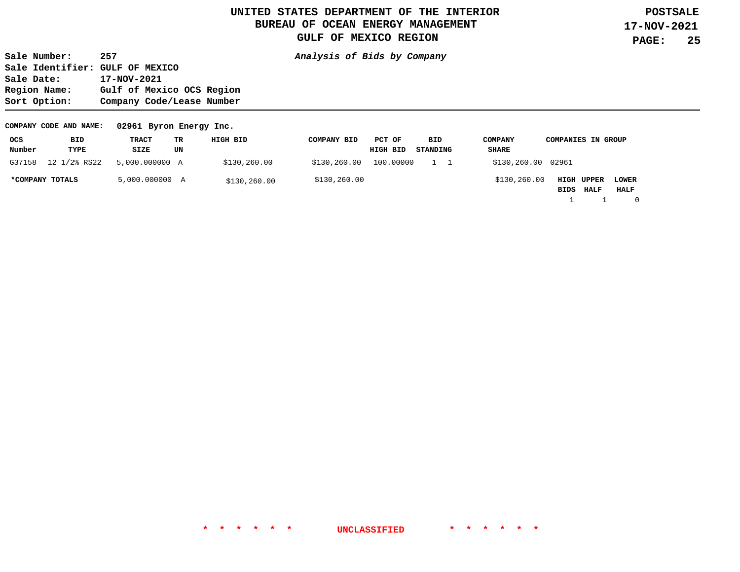# UNITED STATES DEPARTMENT OF THE INTERIOR
## BUREAU OF OCEAN ENERGY MANAGEMENT
## GULF OF MEXICO REGION

**POSTSALE**
**17-NOV-2021**

**Sale Number:** 257
**Sale Identifier:** GULF OF MEXICO
**Sale Date:** 17-NOV-2021
**Region Name:** Gulf of Mexico OCS Region
**Sort Option:** Company Code/Lease Number

***Analysis of Bids by Company***

**COMPANY CODE AND NAME:** 02961 Byron Energy Inc.

| OCS Number | BID TYPE | TRACT SIZE | TR UN | HIGH BID | COMPANY BID | PCT OF HIGH BID | BID STANDING | COMPANY SHARE | COMPANIES IN GROUP |
|---|---|---|---|---|---|---|---|---|---|
| G37158 | 12 1/2% RS22 | 5,000.000000 | A | $130,260.00 | $130,260.00 | 100.00000 | 1 1 | $130,260.00 | 02961 |
| *COMPANY TOTALS | | 5,000.000000 | A | $130,260.00 | $130,260.00 | | | $130,260.00 | |

| HIGH BIDS | UPPER HALF | LOWER HALF |
|---|---|---|
| 1 | 1 | 0 |

\* \* \* \* \* \* UNCLASSIFIED \* \* \* \* \* \*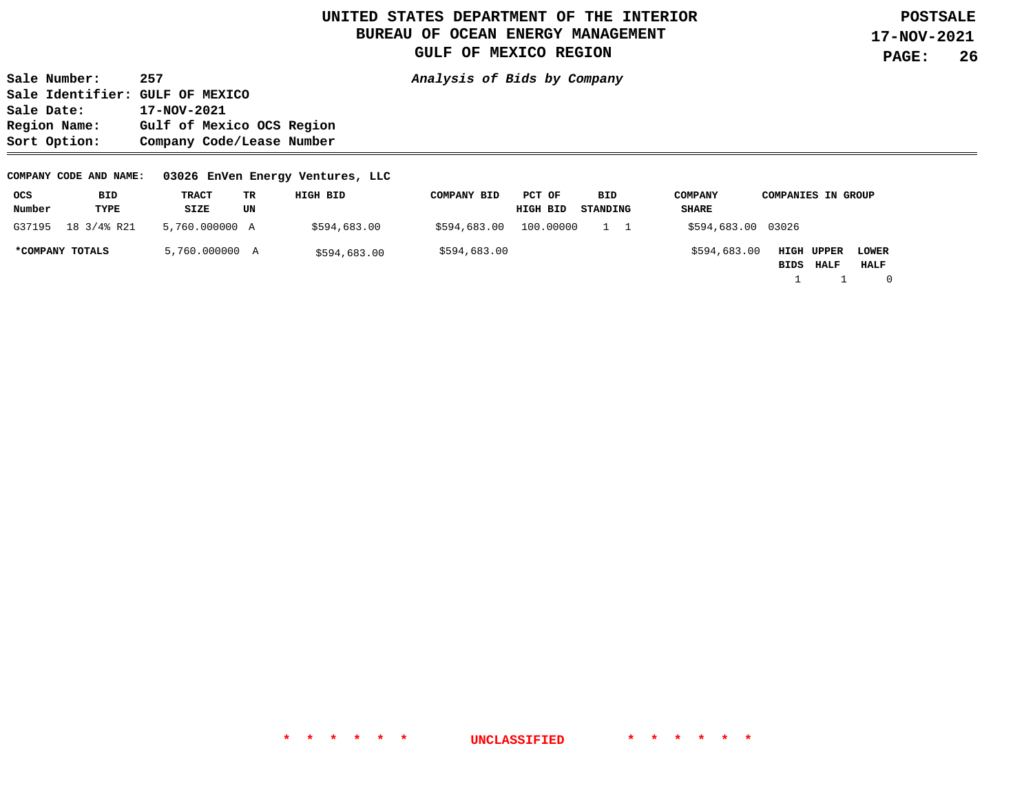# UNITED STATES DEPARTMENT OF THE INTERIOR
## BUREAU OF OCEAN ENERGY MANAGEMENT
## GULF OF MEXICO REGION

**POSTSALE**
**17-NOV-2021**

**Sale Number:** 257
**Sale Identifier:** GULF OF MEXICO
**Sale Date:** 17-NOV-2021
**Region Name:** Gulf of Mexico OCS Region
**Sort Option:** Company Code/Lease Number

***Analysis of Bids by Company***

**COMPANY CODE AND NAME: 03026 EnVen Energy Ventures, LLC**

| OCS Number | BID TYPE | TRACT SIZE | TR UN | HIGH BID | COMPANY BID | PCT OF HIGH BID | BID STANDING | COMPANY SHARE | COMPANIES IN GROUP |
|---|---|---|---|---|---|---|---|---|---|
| G37195 | 18 3/4% R21 | 5,760.000000 | A | $594,683.00 | $594,683.00 | 100.00000 | 1 1 | $594,683.00 | 03026 |
| ***COMPANY TOTALS** | | 5,760.000000 | A | $594,683.00 | $594,683.00 | | | $594,683.00 | |

| HIGH BIDS | UPPER HALF | LOWER HALF |
|---|---|---|
| 1 | 1 | 0 |

\* \* \* \* \* \* UNCLASSIFIED \* \* \* \* \* \*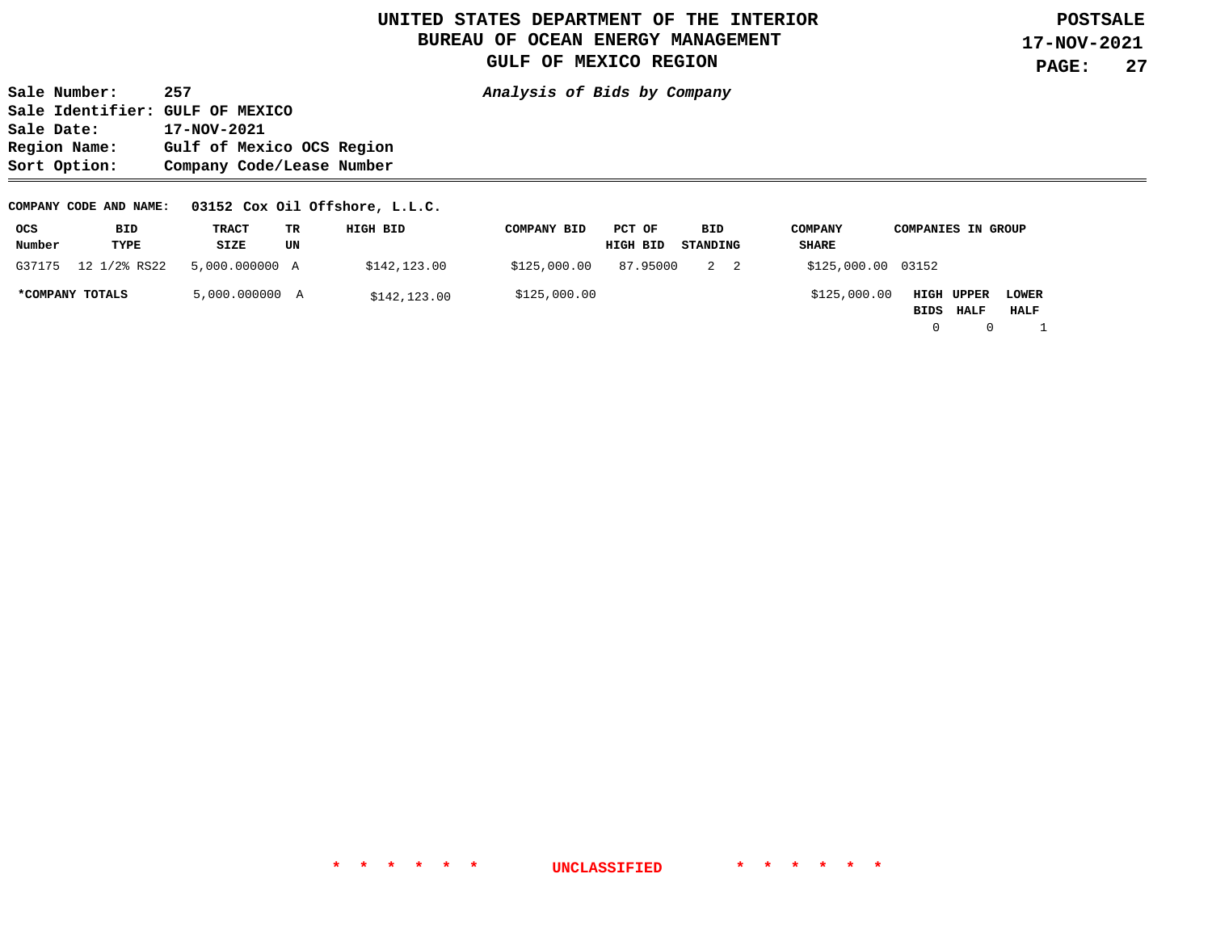# UNITED STATES DEPARTMENT OF THE INTERIOR
## BUREAU OF OCEAN ENERGY MANAGEMENT
## GULF OF MEXICO REGION

**POSTSALE**
**17-NOV-2021**

**Sale Number:** 257
**Sale Identifier:** GULF OF MEXICO
**Sale Date:** 17-NOV-2021
**Region Name:** Gulf of Mexico OCS Region
**Sort Option:** Company Code/Lease Number

***Analysis of Bids by Company***

**COMPANY CODE AND NAME:** **03152 Cox Oil Offshore, L.L.C.**

| OCS Number | BID TYPE | TRACT SIZE | TR UN | HIGH BID | COMPANY BID | PCT OF HIGH BID | BID STANDING | COMPANY SHARE | COMPANIES IN GROUP |
|---|---|---|---|---|---|---|---|---|---|
| G37175 | 12 1/2% RS22 | 5,000.000000 | A | $142,123.00 | $125,000.00 | 87.95000 | 2 2 | $125,000.00 | 03152 |
| **\*COMPANY TOTALS** | | 5,000.000000 | A | $142,123.00 | $125,000.00 | | | $125,000.00 | |

| HIGH BIDS | UPPER HALF | LOWER HALF |
|---|---|---|
| 0 | 0 | 1 |

\* \* \* \* \* \* UNCLASSIFIED \* \* \* \* \* \*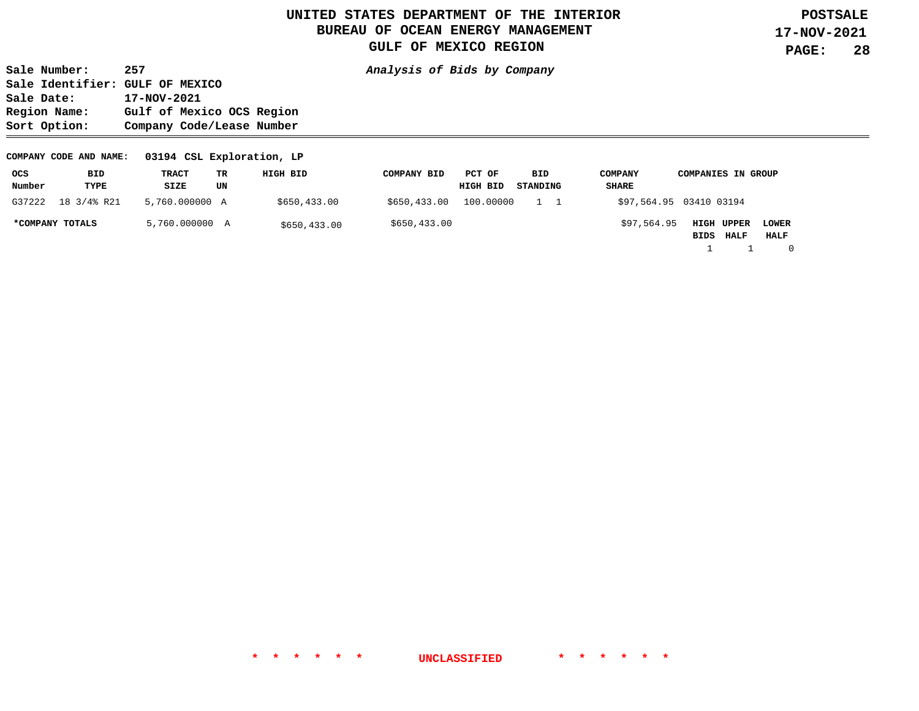# UNITED STATES DEPARTMENT OF THE INTERIOR
## BUREAU OF OCEAN ENERGY MANAGEMENT
## GULF OF MEXICO REGION

**POSTSALE**
**17-NOV-2021**

**Sale Number:** 257
**Sale Identifier:** GULF OF MEXICO
**Sale Date:** 17-NOV-2021
**Region Name:** Gulf of Mexico OCS Region
**Sort Option:** Company Code/Lease Number

***Analysis of Bids by Company***

**COMPANY CODE AND NAME:** 03194 CSL Exploration, LP

| OCS Number | BID TYPE | TRACT SIZE | TR UN | HIGH BID | COMPANY BID | PCT OF HIGH BID | BID STANDING | COMPANY SHARE | COMPANIES IN GROUP |
|---|---|---|---|---|---|---|---|---|---|
| G37222 | 18 3/4% R21 | 5,760.000000 | A | $650,433.00 | $650,433.00 | 100.00000 | 1 1 | $97,564.95 | 03410 03194 |
| ***COMPANY TOTALS** | | 5,760.000000 | A | $650,433.00 | $650,433.00 | | | $97,564.95 | |

| HIGH BIDS | UPPER HALF | LOWER HALF |
|---|---|---|
| 1 | 1 | 0 |

\* \* \* \* \* \* UNCLASSIFIED \* \* \* \* \* \*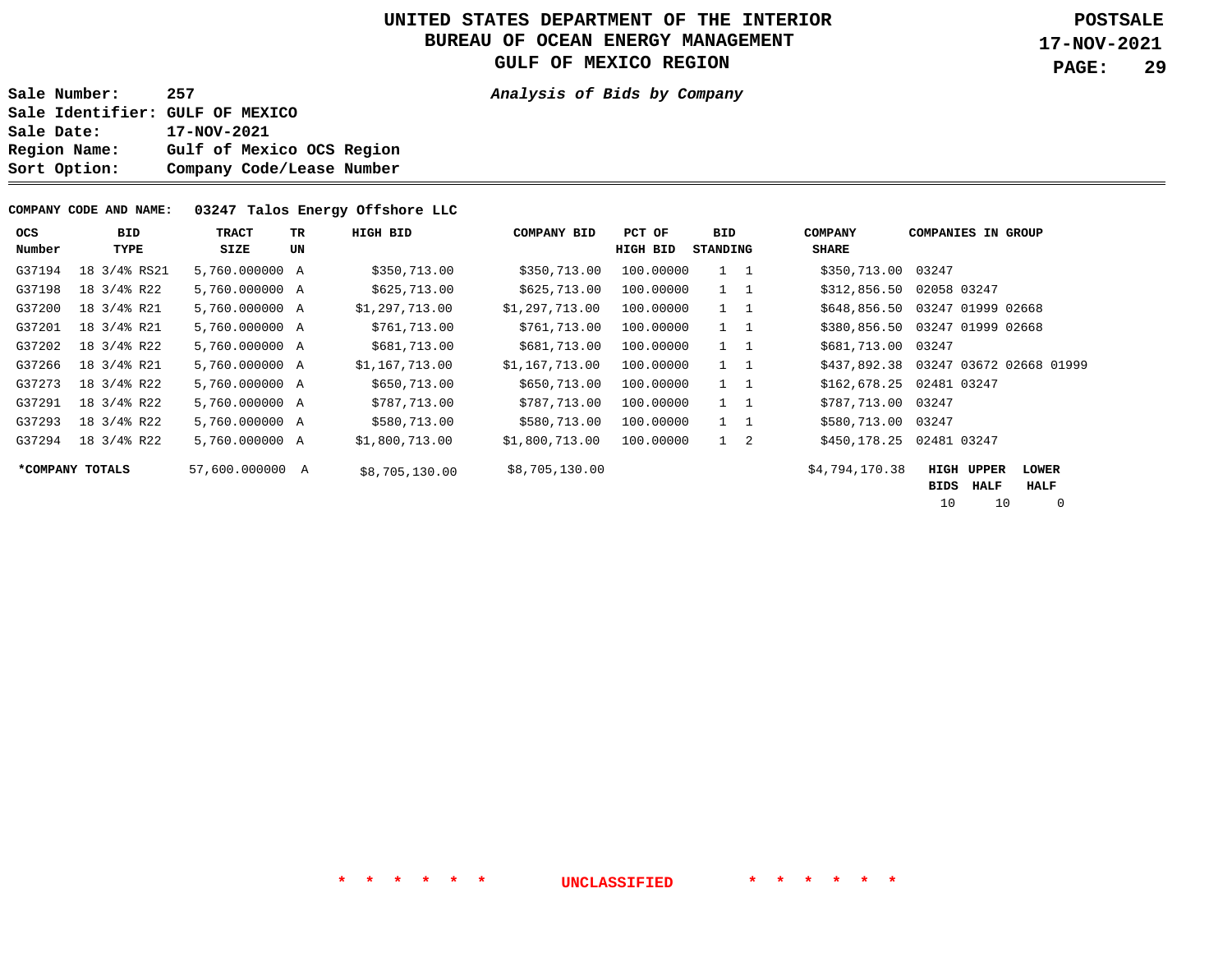# UNITED STATES DEPARTMENT OF THE INTERIOR
## BUREAU OF OCEAN ENERGY MANAGEMENT
## GULF OF MEXICO REGION

**POSTSALE**
**17-NOV-2021**

**Sale Number:** 257
**Sale Identifier:** GULF OF MEXICO
**Sale Date:** 17-NOV-2021
**Region Name:** Gulf of Mexico OCS Region
**Sort Option:** Company Code/Lease Number

***Analysis of Bids by Company***

**COMPANY CODE AND NAME: 03247 Talos Energy Offshore LLC**

| OCS Number | BID TYPE | TRACT SIZE | TR UN | HIGH BID | COMPANY BID | PCT OF HIGH BID | BID STANDING | | COMPANY SHARE | COMPANIES IN GROUP |
|---|---|---|---|---|---|---|---|---|---|---|
| G37194 | 18 3/4% RS21 | 5,760.000000 | A | $350,713.00 | $350,713.00 | 100.00000 | 1 | 1 | $350,713.00 | 03247 |
| G37198 | 18 3/4% R22 | 5,760.000000 | A | $625,713.00 | $625,713.00 | 100.00000 | 1 | 1 | $312,856.50 | 02058 03247 |
| G37200 | 18 3/4% R21 | 5,760.000000 | A | $1,297,713.00 | $1,297,713.00 | 100.00000 | 1 | 1 | $648,856.50 | 03247 01999 02668 |
| G37201 | 18 3/4% R21 | 5,760.000000 | A | $761,713.00 | $761,713.00 | 100.00000 | 1 | 1 | $380,856.50 | 03247 01999 02668 |
| G37202 | 18 3/4% R22 | 5,760.000000 | A | $681,713.00 | $681,713.00 | 100.00000 | 1 | 1 | $681,713.00 | 03247 |
| G37266 | 18 3/4% R21 | 5,760.000000 | A | $1,167,713.00 | $1,167,713.00 | 100.00000 | 1 | 1 | $437,892.38 | 03247 03672 02668 01999 |
| G37273 | 18 3/4% R22 | 5,760.000000 | A | $650,713.00 | $650,713.00 | 100.00000 | 1 | 1 | $162,678.25 | 02481 03247 |
| G37291 | 18 3/4% R22 | 5,760.000000 | A | $787,713.00 | $787,713.00 | 100.00000 | 1 | 1 | $787,713.00 | 03247 |
| G37293 | 18 3/4% R22 | 5,760.000000 | A | $580,713.00 | $580,713.00 | 100.00000 | 1 | 1 | $580,713.00 | 03247 |
| G37294 | 18 3/4% R22 | 5,760.000000 | A | $1,800,713.00 | $1,800,713.00 | 100.00000 | 1 | 2 | $450,178.25 | 02481 03247 |
| ***COMPANY TOTALS** | | 57,600.000000 | A | $8,705,130.00 | $8,705,130.00 | | | | $4,794,170.38 | |

| HIGH BIDS | UPPER HALF | LOWER HALF |
|---|---|---|
| 10 | 10 | 0 |

\* \* \* \* \* \* UNCLASSIFIED \* \* \* \* \* \*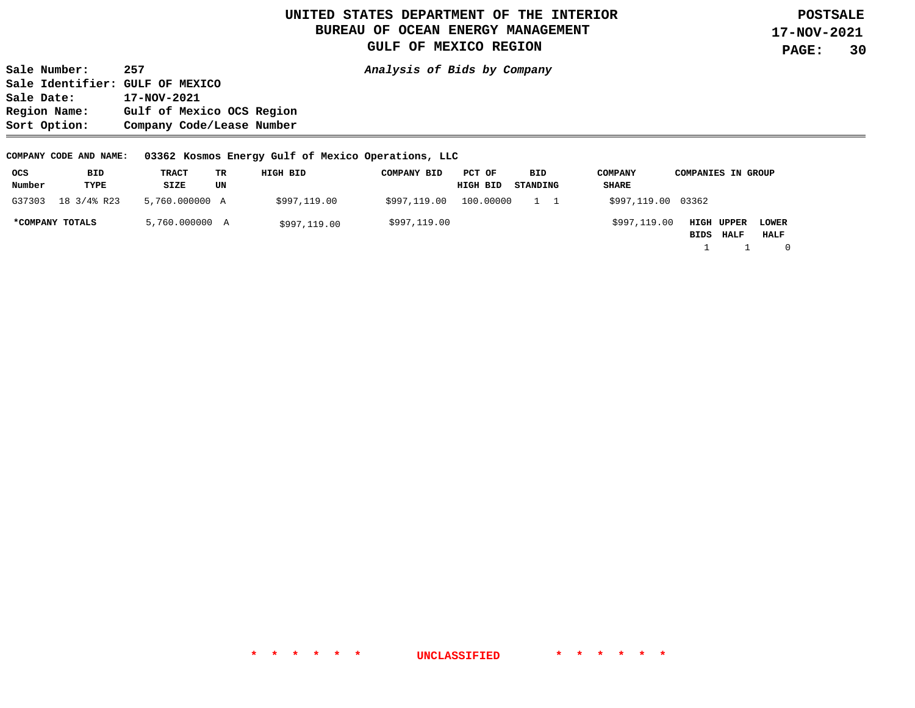# UNITED STATES DEPARTMENT OF THE INTERIOR
## BUREAU OF OCEAN ENERGY MANAGEMENT
## GULF OF MEXICO REGION

**POSTSALE**
**17-NOV-2021**

**Sale Number:** 257
**Sale Identifier:** GULF OF MEXICO
**Sale Date:** 17-NOV-2021
**Region Name:** Gulf of Mexico OCS Region
**Sort Option:** Company Code/Lease Number

***Analysis of Bids by Company***

**COMPANY CODE AND NAME:** **03362 Kosmos Energy Gulf of Mexico Operations, LLC**

| OCS Number | BID TYPE | TRACT SIZE | TR UN | HIGH BID | COMPANY BID | PCT OF HIGH BID | BID STANDING | | COMPANY SHARE | COMPANIES IN GROUP |
|---|---|---|---|---|---|---|---|---|---|---|
| G37303 | 18 3/4% R23 | 5,760.000000 | A | $997,119.00 | $997,119.00 | 100.00000 | 1 | 1 | $997,119.00 | 03362 |
| **\*COMPANY TOTALS** | | 5,760.000000 | A | $997,119.00 | $997,119.00 | | | | $997,119.00 | |

| HIGH BIDS | UPPER HALF | LOWER HALF |
|---|---|---|
| 1 | 1 | 0 |

\* \* \* \* \* \* **UNCLASSIFIED** \* \* \* \* \* \*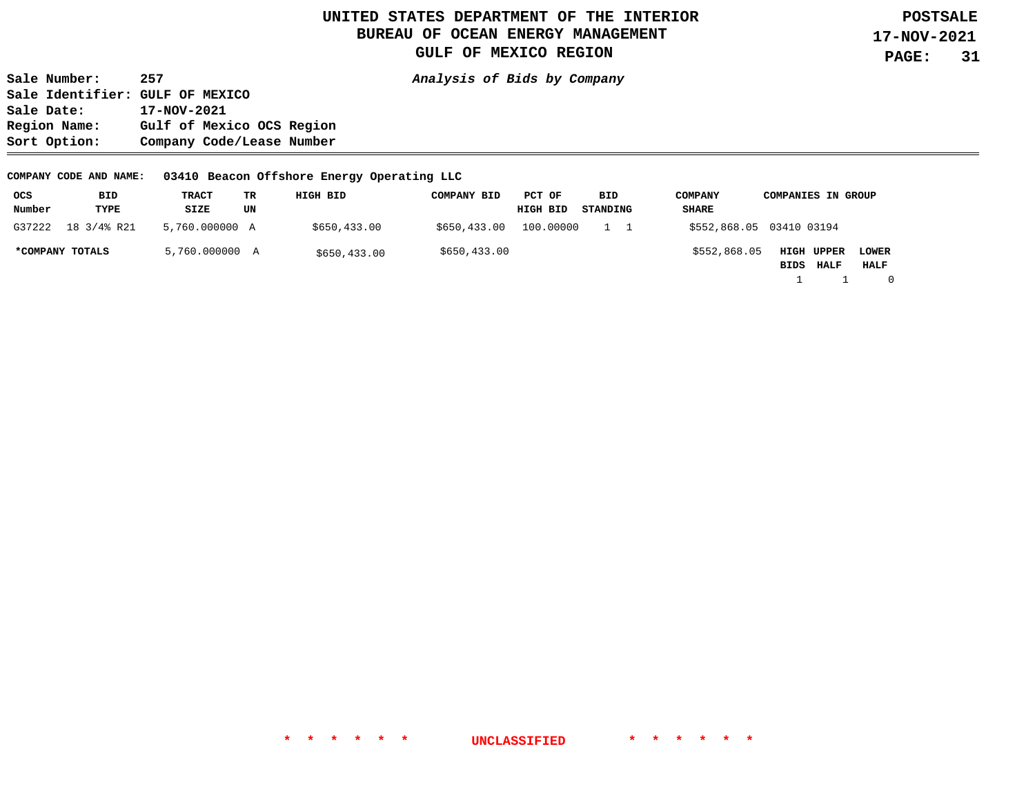# UNITED STATES DEPARTMENT OF THE INTERIOR
## BUREAU OF OCEAN ENERGY MANAGEMENT
## GULF OF MEXICO REGION

**POSTSALE**
**17-NOV-2021**

**Sale Number:** 257
**Sale Identifier:** GULF OF MEXICO
**Sale Date:** 17-NOV-2021
**Region Name:** Gulf of Mexico OCS Region
**Sort Option:** Company Code/Lease Number

***Analysis of Bids by Company***

**COMPANY CODE AND NAME:** 03410 Beacon Offshore Energy Operating LLC

| OCS Number | BID TYPE | TRACT SIZE | TR UN | HIGH BID | COMPANY BID | PCT OF HIGH BID | BID STANDING | COMPANY SHARE | COMPANIES IN GROUP |
|---|---|---|---|---|---|---|---|---|---|
| G37222 | 18 3/4% R21 | 5,760.000000 | A | $650,433.00 | $650,433.00 | 100.00000 | 1 1 | $552,868.05 | 03410 03194 |
| ***COMPANY TOTALS** | | 5,760.000000 | A | $650,433.00 | $650,433.00 | | | $552,868.05 | |

| HIGH BIDS | UPPER HALF | LOWER HALF |
|---|---|---|
| 1 | 1 | 0 |

\* \* \* \* \* \* UNCLASSIFIED \* \* \* \* \* \*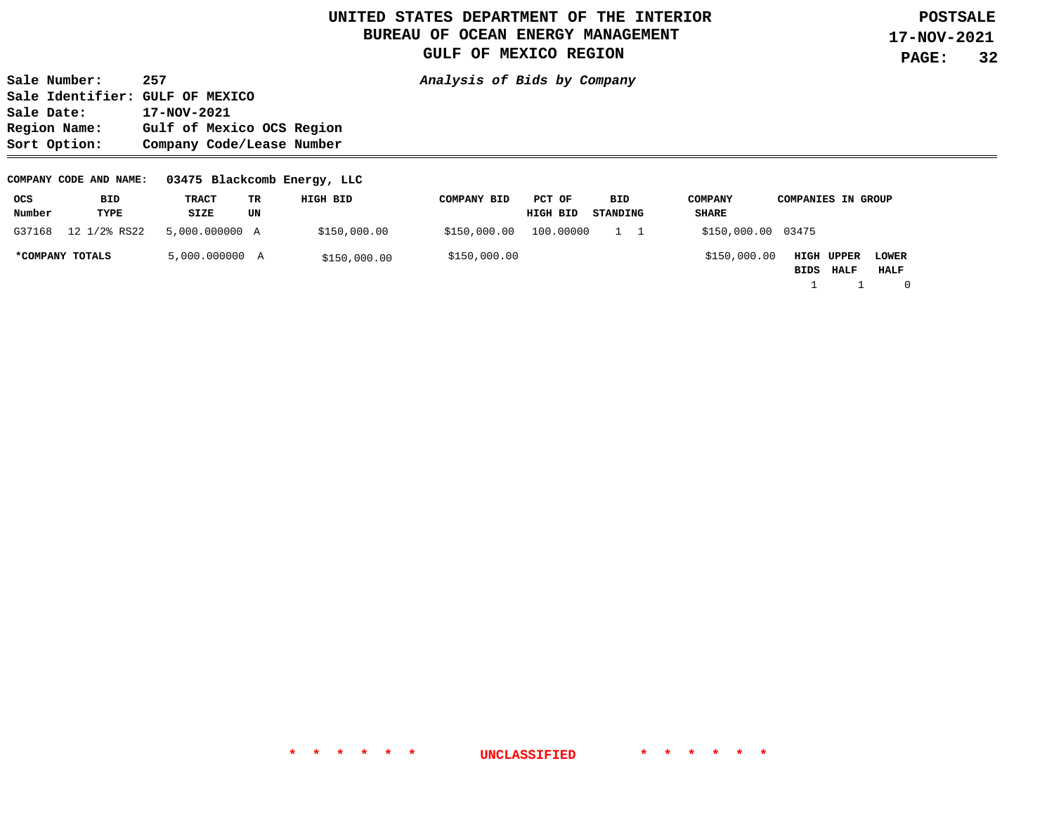# UNITED STATES DEPARTMENT OF THE INTERIOR
## BUREAU OF OCEAN ENERGY MANAGEMENT
## GULF OF MEXICO REGION

**POSTSALE**
**17-NOV-2021**

**Sale Number:** 257
**Sale Identifier:** GULF OF MEXICO
**Sale Date:** 17-NOV-2021
**Region Name:** Gulf of Mexico OCS Region
**Sort Option:** Company Code/Lease Number

***Analysis of Bids by Company***

**COMPANY CODE AND NAME:** **03475 Blackcomb Energy, LLC**

| OCS Number | BID TYPE | TRACT SIZE | TR UN | HIGH BID | COMPANY BID | PCT OF HIGH BID | BID STANDING | | COMPANY SHARE | COMPANIES IN GROUP | | |
|---|---|---|---|---|---|---|---|---|---|---|---|---|
| G37168 | 12 1/2% RS22 | 5,000.000000 | A | $150,000.00 | $150,000.00 | 100.00000 | 1 | 1 | $150,000.00 | 03475 | | |
| ***COMPANY TOTALS** | | 5,000.000000 | A | $150,000.00 | $150,000.00 | | | | $150,000.00 | **HIGH BIDS** | **UPPER HALF** | **LOWER HALF** |
| | | | | | | | | | | 1 | 1 | 0 |

\* \* \* \* \* \* **UNCLASSIFIED** \* \* \* \* \* \*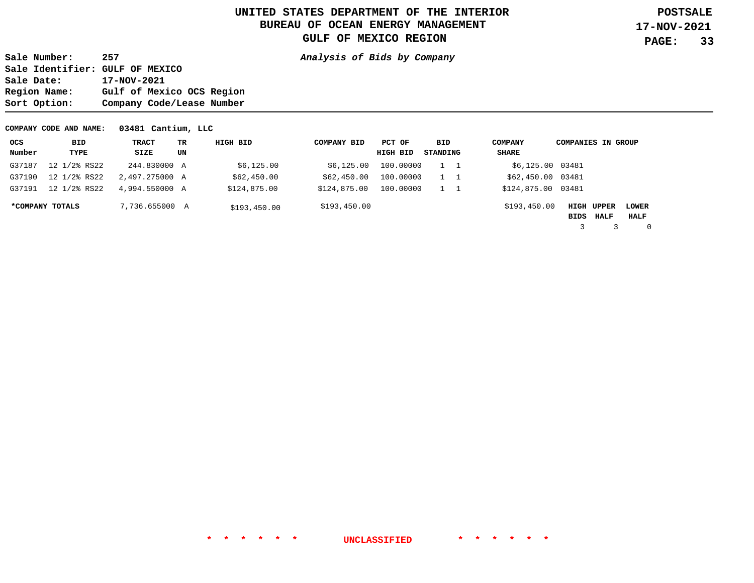# UNITED STATES DEPARTMENT OF THE INTERIOR
## BUREAU OF OCEAN ENERGY MANAGEMENT
## GULF OF MEXICO REGION

**POSTSALE**
**17-NOV-2021**

**Sale Number:** 257
**Sale Identifier:** GULF OF MEXICO
**Sale Date:** 17-NOV-2021
**Region Name:** Gulf of Mexico OCS Region
**Sort Option:** Company Code/Lease Number

*Analysis of Bids by Company*

**COMPANY CODE AND NAME:** 03481 Cantium, LLC

| OCS Number | BID TYPE | TRACT SIZE | TR UN | HIGH BID | COMPANY BID | PCT OF HIGH BID | BID STANDING | | COMPANY SHARE | COMPANIES IN GROUP | | |
|---|---|---|---|---|---|---|---|---|---|---|---|---|
| G37187 | 12 1/2% RS22 | 244.830000 | A | $6,125.00 | $6,125.00 | 100.00000 | 1 | 1 | $6,125.00 | 03481 | | |
| G37190 | 12 1/2% RS22 | 2,497.275000 | A | $62,450.00 | $62,450.00 | 100.00000 | 1 | 1 | $62,450.00 | 03481 | | |
| G37191 | 12 1/2% RS22 | 4,994.550000 | A | $124,875.00 | $124,875.00 | 100.00000 | 1 | 1 | $124,875.00 | 03481 | | |
| ***COMPANY TOTALS** | | 7,736.655000 | A | $193,450.00 | $193,450.00 | | | | $193,450.00 | **HIGH BIDS** | **UPPER HALF** | **LOWER HALF** |
| | | | | | | | | | | 3 | 3 | 0 |

* * * * * * UNCLASSIFIED * * * * * *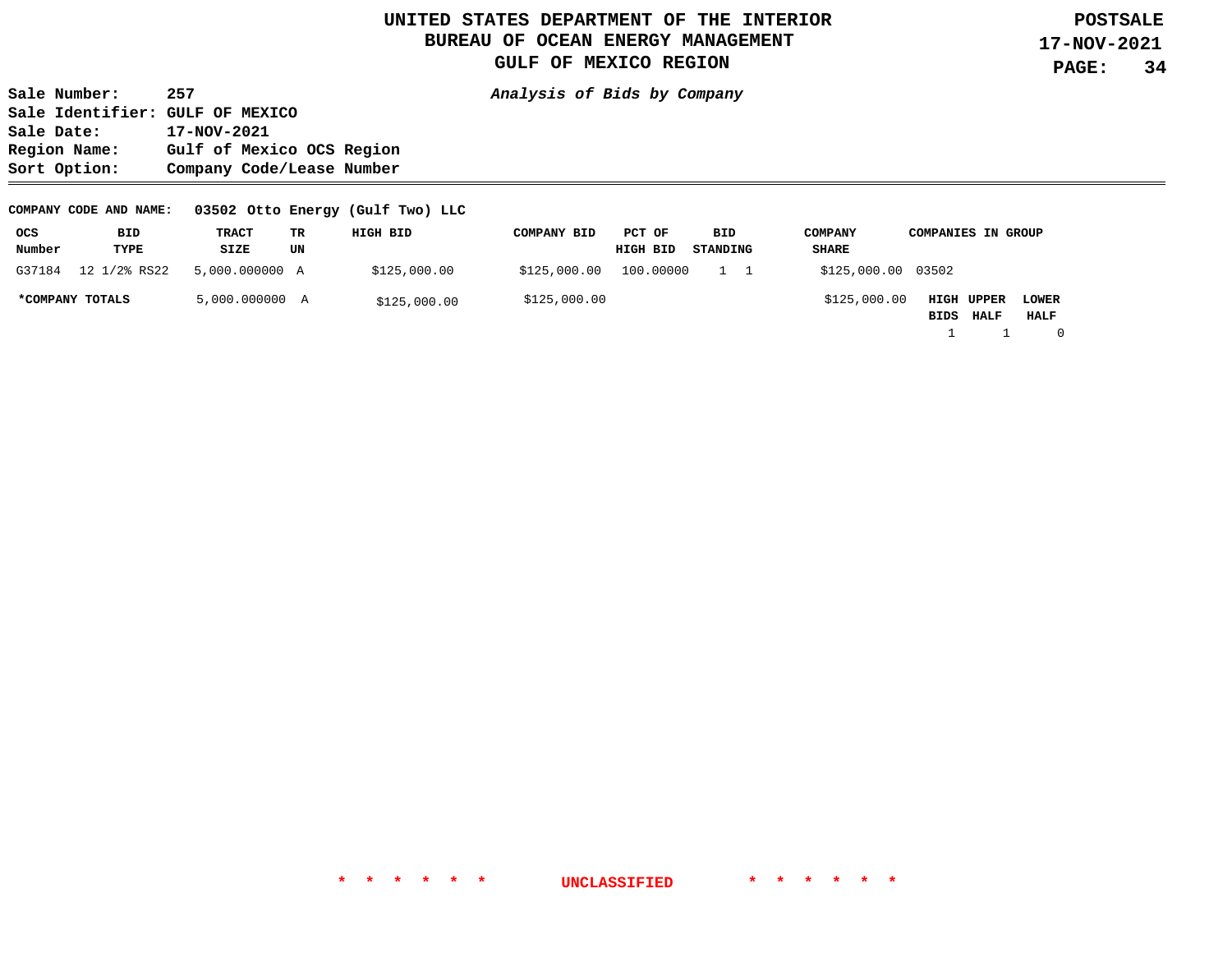# UNITED STATES DEPARTMENT OF THE INTERIOR
## BUREAU OF OCEAN ENERGY MANAGEMENT
## GULF OF MEXICO REGION

**POSTSALE**
**17-NOV-2021**

**Sale Number:** 257
**Sale Identifier:** GULF OF MEXICO
**Sale Date:** 17-NOV-2021
**Region Name:** Gulf of Mexico OCS Region
**Sort Option:** Company Code/Lease Number

***Analysis of Bids by Company***

**COMPANY CODE AND NAME:** **03502 Otto Energy (Gulf Two) LLC**

| OCS Number | BID TYPE | TRACT SIZE | TR UN | HIGH BID | COMPANY BID | PCT OF HIGH BID | BID STANDING | COMPANY SHARE | COMPANIES IN GROUP |
|---|---|---|---|---|---|---|---|---|---|
| G37184 | 12 1/2% RS22 | 5,000.000000 | A | $125,000.00 | $125,000.00 | 100.00000 | 1 1 | $125,000.00 | 03502 |
| ***COMPANY TOTALS** | | 5,000.000000 | A | $125,000.00 | $125,000.00 | | | $125,000.00 | |

| HIGH BIDS | UPPER HALF | LOWER HALF |
|---|---|---|
| 1 | 1 | 0 |

* * * * * * UNCLASSIFIED * * * * * *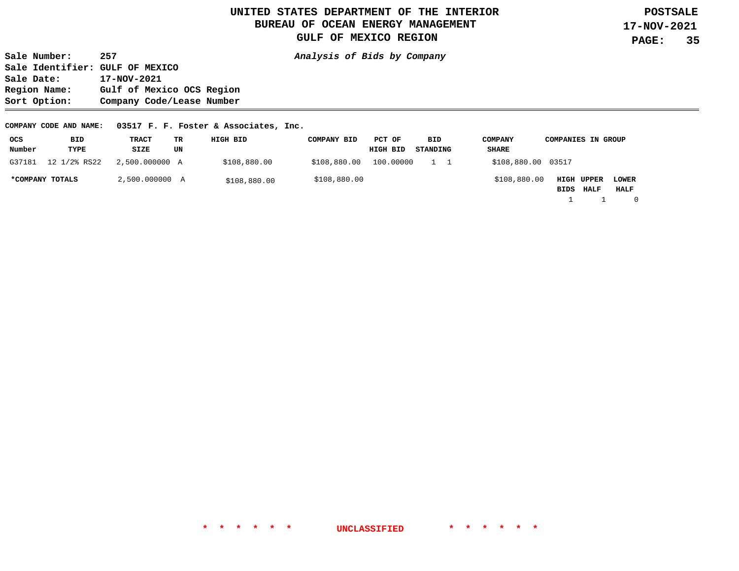# UNITED STATES DEPARTMENT OF THE INTERIOR
# BUREAU OF OCEAN ENERGY MANAGEMENT
# GULF OF MEXICO REGION

**POSTSALE**
**17-NOV-2021**

**Sale Number:** 257
**Sale Identifier:** GULF OF MEXICO
**Sale Date:** 17-NOV-2021
**Region Name:** Gulf of Mexico OCS Region
**Sort Option:** Company Code/Lease Number

***Analysis of Bids by Company***

**COMPANY CODE AND NAME:** **03517 F. F. Foster & Associates, Inc.**

| OCS Number | BID TYPE | TRACT SIZE | TR UN | HIGH BID | COMPANY BID | PCT OF HIGH BID | BID STANDING | COMPANY SHARE | COMPANIES IN GROUP |
|---|---|---|---|---|---|---|---|---|---|
| G37181 | 12 1/2% RS22 | 2,500.000000 | A | $108,880.00 | $108,880.00 | 100.00000 | 1 1 | $108,880.00 | 03517 |
| ***COMPANY TOTALS** | | 2,500.000000 | A | $108,880.00 | $108,880.00 | | | $108,880.00 | |

| HIGH BIDS | UPPER HALF | LOWER HALF |
|---|---|---|
| 1 | 1 | 0 |

\* \* \* \* \* \* **UNCLASSIFIED** \* \* \* \* \* \*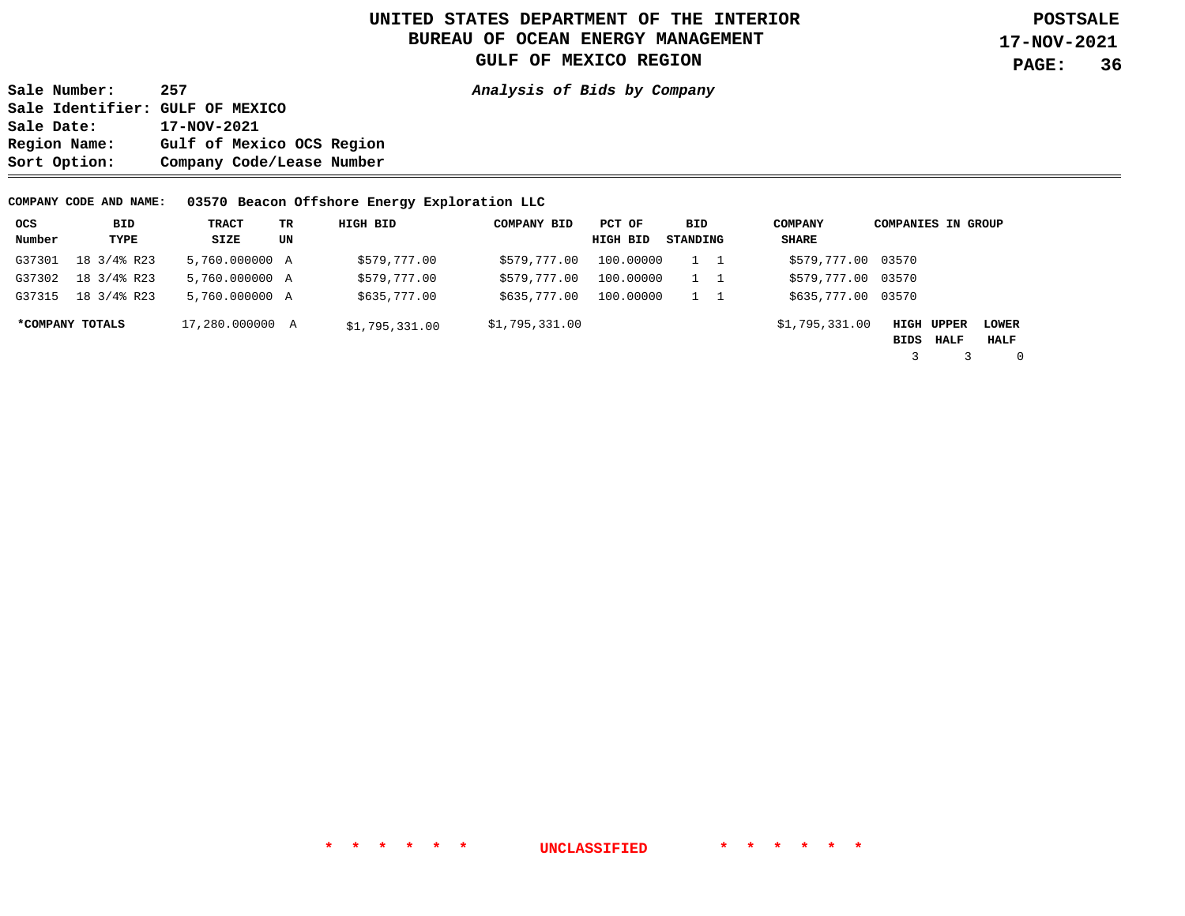# UNITED STATES DEPARTMENT OF THE INTERIOR
## BUREAU OF OCEAN ENERGY MANAGEMENT
## GULF OF MEXICO REGION

**POSTSALE**
**17-NOV-2021**

**Sale Number:** 257
**Sale Identifier:** GULF OF MEXICO
**Sale Date:** 17-NOV-2021
**Region Name:** Gulf of Mexico OCS Region
**Sort Option:** Company Code/Lease Number

***Analysis of Bids by Company***

**COMPANY CODE AND NAME:** 03570 Beacon Offshore Energy Exploration LLC

| OCS Number | BID TYPE | TRACT SIZE | TR UN | HIGH BID | COMPANY BID | PCT OF HIGH BID | BID STANDING | | COMPANY SHARE | COMPANIES IN GROUP |
|---|---|---|---|---|---|---|---|---|---|---|
| G37301 | 18 3/4% R23 | 5,760.000000 | A | $579,777.00 | $579,777.00 | 100.00000 | 1 | 1 | $579,777.00 | 03570 |
| G37302 | 18 3/4% R23 | 5,760.000000 | A | $579,777.00 | $579,777.00 | 100.00000 | 1 | 1 | $579,777.00 | 03570 |
| G37315 | 18 3/4% R23 | 5,760.000000 | A | $635,777.00 | $635,777.00 | 100.00000 | 1 | 1 | $635,777.00 | 03570 |
| ***COMPANY TOTALS** | | 17,280.000000 | A | $1,795,331.00 | $1,795,331.00 | | | | $1,795,331.00 | |

| HIGH BIDS | UPPER HALF | LOWER HALF |
|---|---|---|
| 3 | 3 | 0 |

\* \* \* \* \* \* UNCLASSIFIED \* \* \* \* \* \*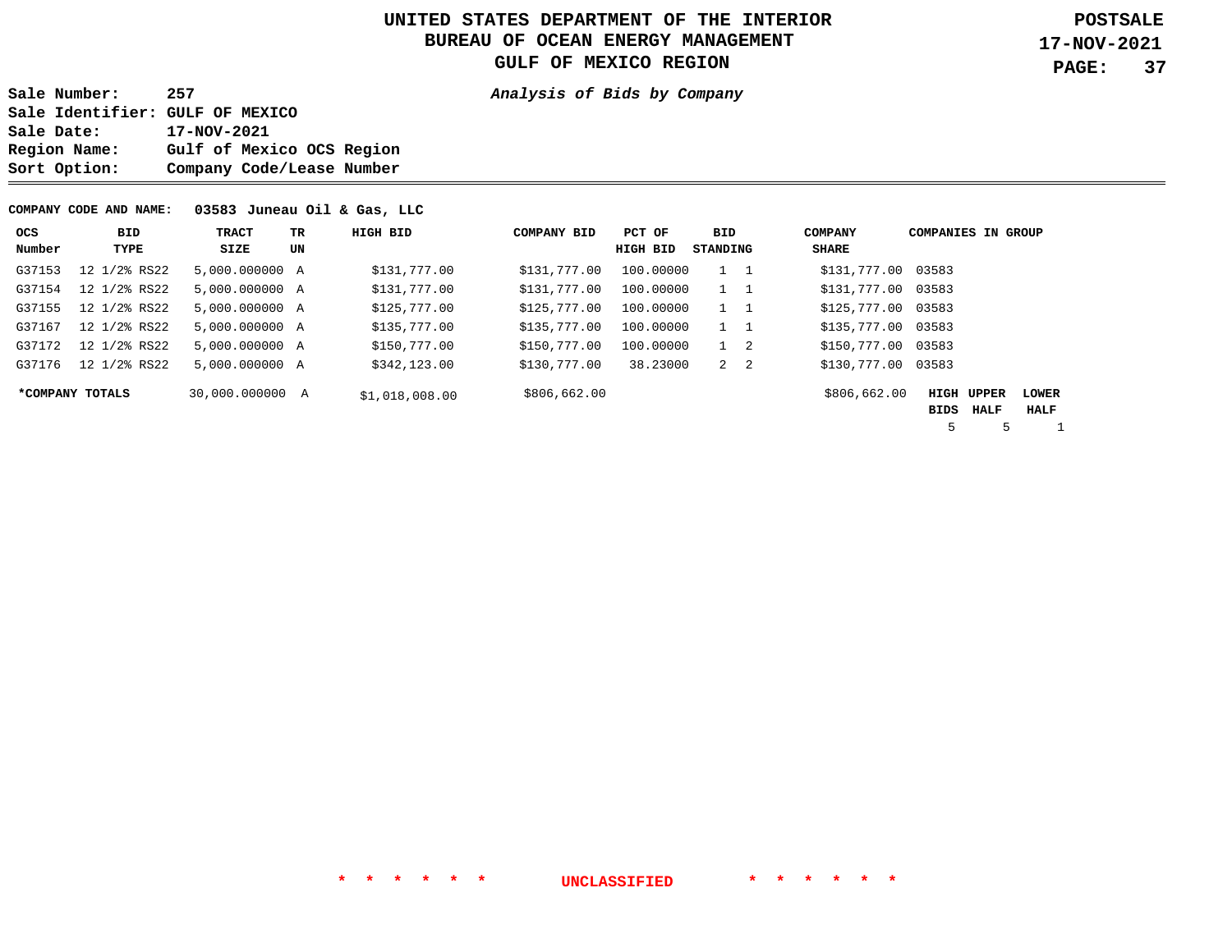# UNITED STATES DEPARTMENT OF THE INTERIOR
## BUREAU OF OCEAN ENERGY MANAGEMENT
## GULF OF MEXICO REGION

**POSTSALE**
**17-NOV-2021**

**Sale Number:** 257
**Sale Identifier:** GULF OF MEXICO
**Sale Date:** 17-NOV-2021
**Region Name:** Gulf of Mexico OCS Region
**Sort Option:** Company Code/Lease Number

***Analysis of Bids by Company***

**COMPANY CODE AND NAME:** **03583 Juneau Oil & Gas, LLC**

| OCS Number | BID TYPE | TRACT SIZE | TR UN | HIGH BID | COMPANY BID | PCT OF HIGH BID | BID STANDING | | COMPANY SHARE | COMPANIES IN GROUP |
|---|---|---|---|---|---|---|---|---|---|---|
| G37153 | 12 1/2% RS22 | 5,000.000000 | A | $131,777.00 | $131,777.00 | 100.00000 | 1 | 1 | $131,777.00 | 03583 |
| G37154 | 12 1/2% RS22 | 5,000.000000 | A | $131,777.00 | $131,777.00 | 100.00000 | 1 | 1 | $131,777.00 | 03583 |
| G37155 | 12 1/2% RS22 | 5,000.000000 | A | $125,777.00 | $125,777.00 | 100.00000 | 1 | 1 | $125,777.00 | 03583 |
| G37167 | 12 1/2% RS22 | 5,000.000000 | A | $135,777.00 | $135,777.00 | 100.00000 | 1 | 1 | $135,777.00 | 03583 |
| G37172 | 12 1/2% RS22 | 5,000.000000 | A | $150,777.00 | $150,777.00 | 100.00000 | 1 | 2 | $150,777.00 | 03583 |
| G37176 | 12 1/2% RS22 | 5,000.000000 | A | $342,123.00 | $130,777.00 | 38.23000 | 2 | 2 | $130,777.00 | 03583 |
| ***COMPANY TOTALS** | | 30,000.000000 | A | $1,018,008.00 | $806,662.00 | | | | $806,662.00 | |

| HIGH BIDS | UPPER HALF | LOWER HALF |
|---|---|---|
| 5 | 5 | 1 |

\* \* \* \* \* \* UNCLASSIFIED \* \* \* \* \* \*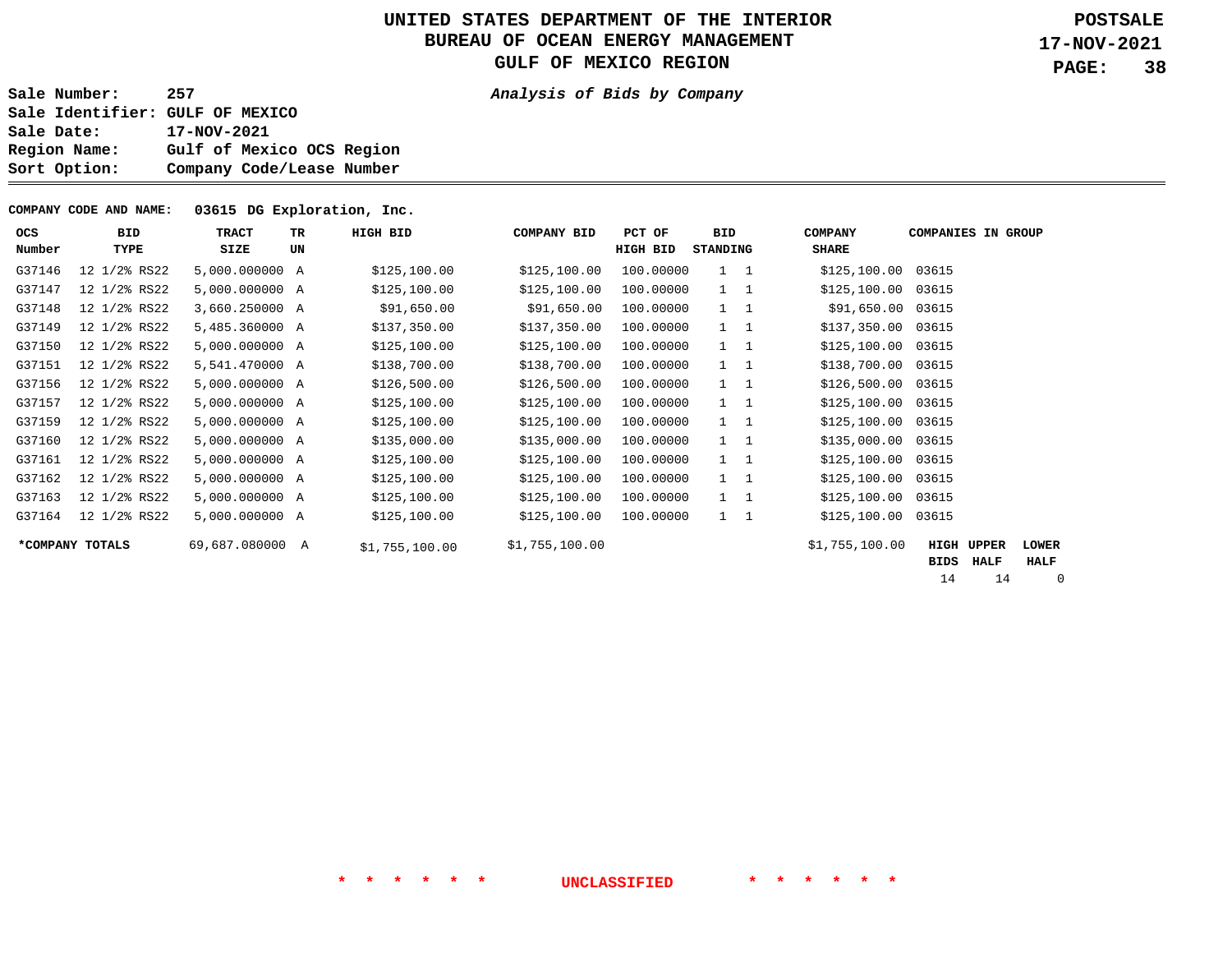# UNITED STATES DEPARTMENT OF THE INTERIOR
## BUREAU OF OCEAN ENERGY MANAGEMENT
## GULF OF MEXICO REGION

**POSTSALE**
**17-NOV-2021**

**Sale Number:** 257
**Sale Identifier:** GULF OF MEXICO
**Sale Date:** 17-NOV-2021
**Region Name:** Gulf of Mexico OCS Region
**Sort Option:** Company Code/Lease Number

***Analysis of Bids by Company***

**COMPANY CODE AND NAME: 03615 DG Exploration, Inc.**

| OCS Number | BID TYPE | TRACT SIZE | TR UN | HIGH BID | COMPANY BID | PCT OF HIGH BID | BID STANDING | | COMPANY SHARE | COMPANIES IN GROUP |
|---|---|---|---|---|---|---|---|---|---|---|
| G37146 | 12 1/2% RS22 | 5,000.000000 | A | $125,100.00 | $125,100.00 | 100.00000 | 1 | 1 | $125,100.00 | 03615 |
| G37147 | 12 1/2% RS22 | 5,000.000000 | A | $125,100.00 | $125,100.00 | 100.00000 | 1 | 1 | $125,100.00 | 03615 |
| G37148 | 12 1/2% RS22 | 3,660.250000 | A | $91,650.00 | $91,650.00 | 100.00000 | 1 | 1 | $91,650.00 | 03615 |
| G37149 | 12 1/2% RS22 | 5,485.360000 | A | $137,350.00 | $137,350.00 | 100.00000 | 1 | 1 | $137,350.00 | 03615 |
| G37150 | 12 1/2% RS22 | 5,000.000000 | A | $125,100.00 | $125,100.00 | 100.00000 | 1 | 1 | $125,100.00 | 03615 |
| G37151 | 12 1/2% RS22 | 5,541.470000 | A | $138,700.00 | $138,700.00 | 100.00000 | 1 | 1 | $138,700.00 | 03615 |
| G37156 | 12 1/2% RS22 | 5,000.000000 | A | $126,500.00 | $126,500.00 | 100.00000 | 1 | 1 | $126,500.00 | 03615 |
| G37157 | 12 1/2% RS22 | 5,000.000000 | A | $125,100.00 | $125,100.00 | 100.00000 | 1 | 1 | $125,100.00 | 03615 |
| G37159 | 12 1/2% RS22 | 5,000.000000 | A | $125,100.00 | $125,100.00 | 100.00000 | 1 | 1 | $125,100.00 | 03615 |
| G37160 | 12 1/2% RS22 | 5,000.000000 | A | $135,000.00 | $135,000.00 | 100.00000 | 1 | 1 | $135,000.00 | 03615 |
| G37161 | 12 1/2% RS22 | 5,000.000000 | A | $125,100.00 | $125,100.00 | 100.00000 | 1 | 1 | $125,100.00 | 03615 |
| G37162 | 12 1/2% RS22 | 5,000.000000 | A | $125,100.00 | $125,100.00 | 100.00000 | 1 | 1 | $125,100.00 | 03615 |
| G37163 | 12 1/2% RS22 | 5,000.000000 | A | $125,100.00 | $125,100.00 | 100.00000 | 1 | 1 | $125,100.00 | 03615 |
| G37164 | 12 1/2% RS22 | 5,000.000000 | A | $125,100.00 | $125,100.00 | 100.00000 | 1 | 1 | $125,100.00 | 03615 |
| ***COMPANY TOTALS** | | 69,687.080000 | A | $1,755,100.00 | $1,755,100.00 | | | | $1,755,100.00 | |

| HIGH BIDS | UPPER HALF | LOWER HALF |
|---|---|---|
| 14 | 14 | 0 |

\* \* \* \* \* \* UNCLASSIFIED \* \* \* \* \* \*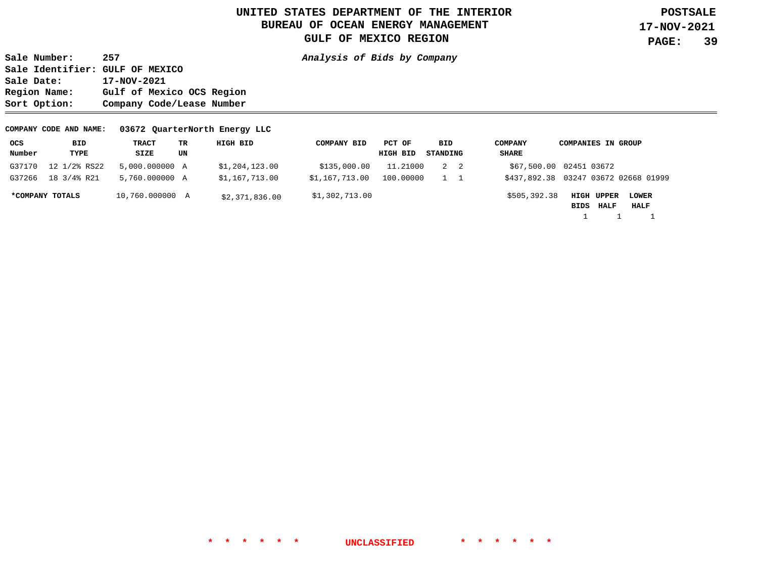# UNITED STATES DEPARTMENT OF THE INTERIOR
## BUREAU OF OCEAN ENERGY MANAGEMENT
## GULF OF MEXICO REGION

**POSTSALE**
**17-NOV-2021**

**Sale Number:** 257
**Sale Identifier:** GULF OF MEXICO
**Sale Date:** 17-NOV-2021
**Region Name:** Gulf of Mexico OCS Region
**Sort Option:** Company Code/Lease Number

***Analysis of Bids by Company***

**COMPANY CODE AND NAME: 03672 QuarterNorth Energy LLC**

| OCS Number | BID TYPE | TRACT SIZE | TR UN | HIGH BID | COMPANY BID | PCT OF HIGH BID | BID STANDING | COMPANY SHARE | COMPANIES IN GROUP |
|---|---|---|---|---|---|---|---|---|---|
| G37170 | 12 1/2% RS22 | 5,000.000000 | A | $1,204,123.00 | $135,000.00 | 11.21000 | 2 2 | $67,500.00 | 02451 03672 |
| G37266 | 18 3/4% R21 | 5,760.000000 | A | $1,167,713.00 | $1,167,713.00 | 100.00000 | 1 1 | $437,892.38 | 03247 03672 02668 01999 |
| ***COMPANY TOTALS** | | 10,760.000000 | A | $2,371,836.00 | $1,302,713.00 | | | $505,392.38 | |

| HIGH BIDS | UPPER HALF | LOWER HALF |
|---|---|---|
| 1 | 1 | 1 |

* * * * * * UNCLASSIFIED * * * * * *